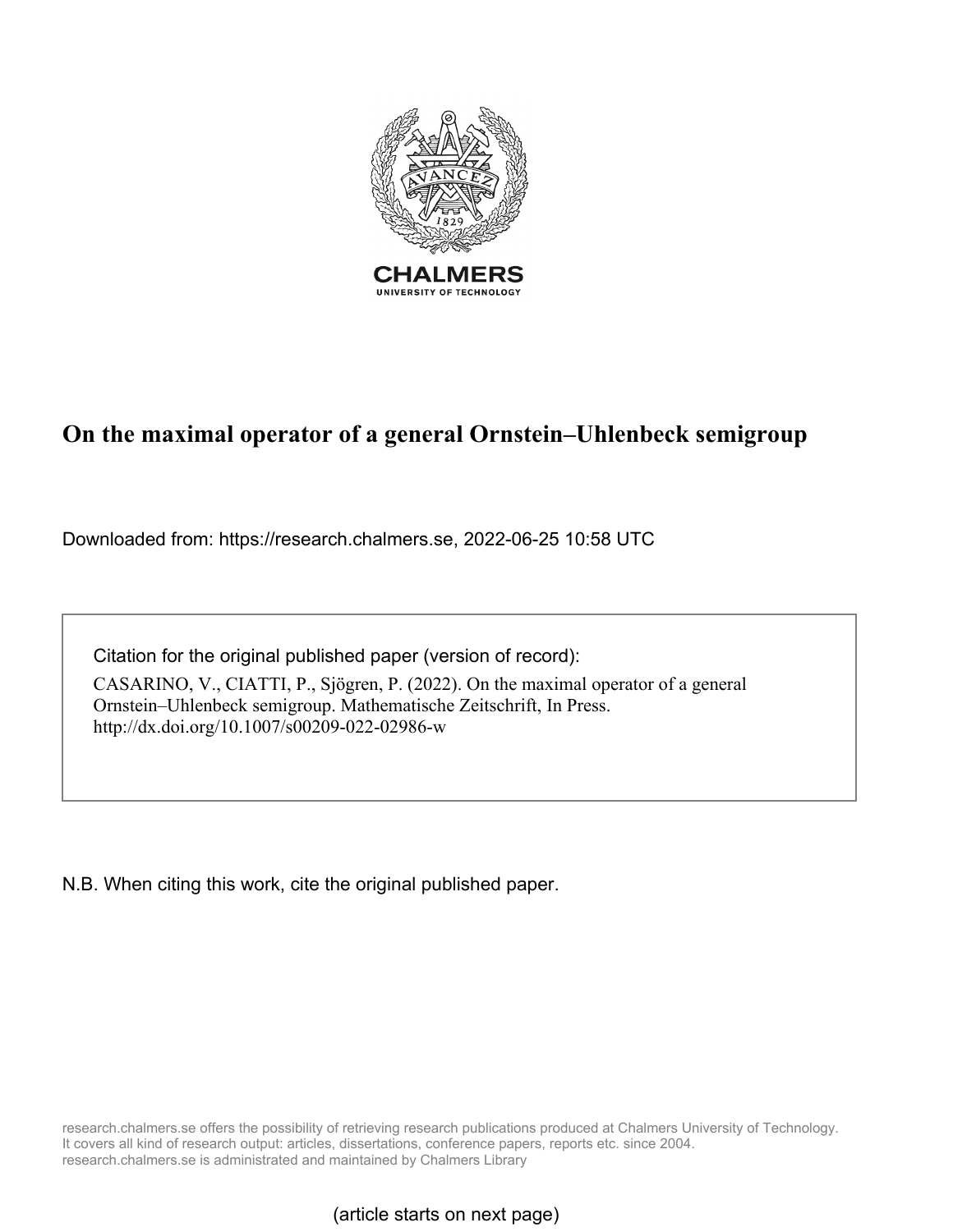CHALMERS

UNIVERSITY OF TECHNOLOGY

# On the maximal operator of a general Ornstein–Uhlenbeck semigroup

Downloaded from: https://research.chalmers.se, 2022-06-25 10:58 UTC

Citation for the original published paper (version of record):

CASARINO, V., CIATTI, P., Sjögren, P. (2022). On the maximal operator of a general Ornstein–Uhlenbeck semigroup. Mathematische Zeitschrift, In Press. http://dx.doi.org/10.1007/s00209-022-02986-w

N.B. When citing this work, cite the original published paper.

research.chalmers.se offers the possibility of retrieving research publications produced at Chalmers University of Technology. It covers all kind of research output: articles, dissertations, conference papers, reports etc. since 2004. research.chalmers.se is administrated and maintained by Chalmers Library

(article starts on next page)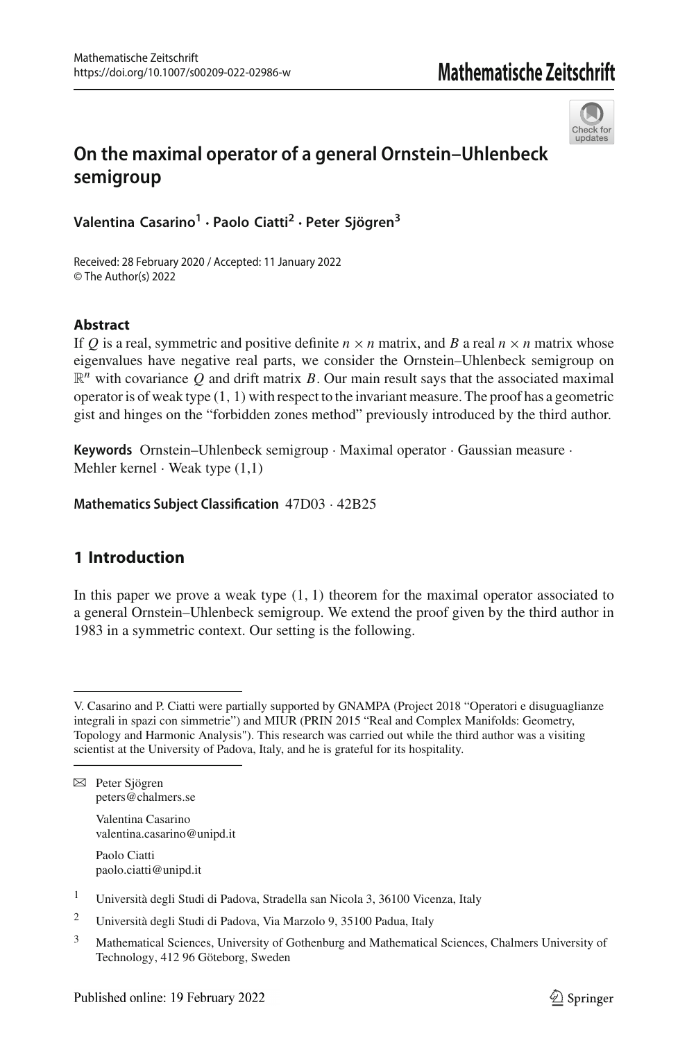# On the maximal operator of a general Ornstein–Uhlenbeck semigroup

**Valentina Casarino**[1] **· Paolo Ciatti**[2] **· Peter Sjögren**[3]

Received: 28 February 2020 / Accepted: 11 January 2022
© The Author(s) 2022

### Abstract

If $Q$ is a real, symmetric and positive definite $n \times n$ matrix, and $B$ a real $n \times n$ matrix whose eigenvalues have negative real parts, we consider the Ornstein–Uhlenbeck semigroup on $\mathbb{R}^n$ with covariance $Q$ and drift matrix $B$. Our main result says that the associated maximal operator is of weak type $(1, 1)$ with respect to the invariant measure. The proof has a geometric gist and hinges on the "forbidden zones method" previously introduced by the third author.

**Keywords** Ornstein–Uhlenbeck semigroup · Maximal operator · Gaussian measure · Mehler kernel · Weak type (1,1)

**Mathematics Subject Classification** 47D03 · 42B25

## 1 Introduction

In this paper we prove a weak type $(1, 1)$ theorem for the maximal operator associated to a general Ornstein–Uhlenbeck semigroup. We extend the proof given by the third author in 1983 in a symmetric context. Our setting is the following.

---

V. Casarino and P. Ciatti were partially supported by GNAMPA (Project 2018 "Operatori e disuguaglianze integrali in spazi con simmetrie") and MIUR (PRIN 2015 "Real and Complex Manifolds: Geometry, Topology and Harmonic Analysis"). This research was carried out while the third author was a visiting scientist at the University of Padova, Italy, and he is grateful for its hospitality.

✉ Peter Sjögren
peters@chalmers.se

Valentina Casarino
valentina.casarino@unipd.it

Paolo Ciatti
paolo.ciatti@unipd.it

[1] Università degli Studi di Padova, Stradella san Nicola 3, 36100 Vicenza, Italy

[2] Università degli Studi di Padova, Via Marzolo 9, 35100 Padua, Italy

[3] Mathematical Sciences, University of Gothenburg and Mathematical Sciences, Chalmers University of Technology, 412 96 Göteborg, Sweden

Published online: 19 February 2022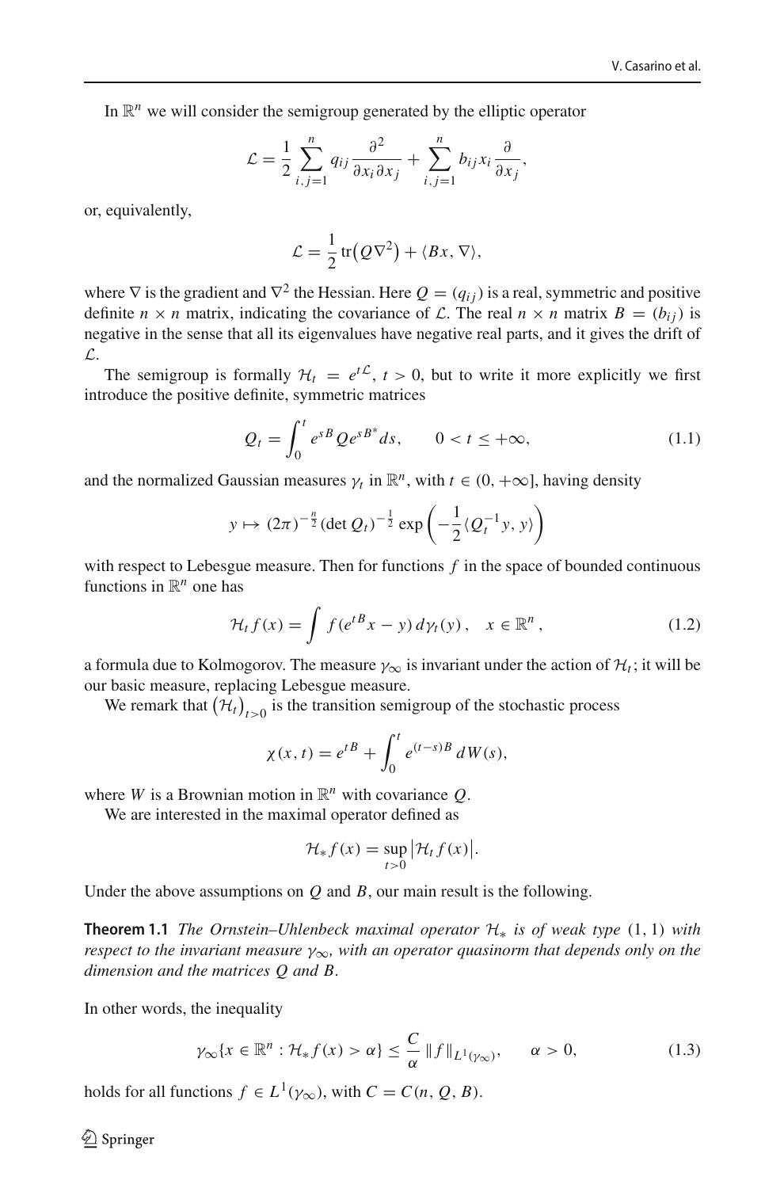In $\mathbb{R}^n$ we will consider the semigroup generated by the elliptic operator

$$\mathcal{L} = \frac{1}{2} \sum_{i,j=1}^{n} q_{ij} \frac{\partial^2}{\partial x_i \partial x_j} + \sum_{i,j=1}^{n} b_{ij} x_i \frac{\partial}{\partial x_j},$$

or, equivalently,

$$\mathcal{L} = \frac{1}{2} \operatorname{tr}\big(Q \nabla^2\big) + \langle Bx, \nabla \rangle,$$

where $\nabla$ is the gradient and $\nabla^2$ the Hessian. Here $Q = (q_{ij})$ is a real, symmetric and positive definite $n \times n$ matrix, indicating the covariance of $\mathcal{L}$. The real $n \times n$ matrix $B = (b_{ij})$ is negative in the sense that all its eigenvalues have negative real parts, and it gives the drift of $\mathcal{L}$.

The semigroup is formally $\mathcal{H}_t = e^{t\mathcal{L}}$, $t > 0$, but to write it more explicitly we first introduce the positive definite, symmetric matrices

$$Q_t = \int_0^t e^{sB} Q e^{sB^*} ds, \qquad 0 < t \le +\infty, \tag{1.1}$$

and the normalized Gaussian measures $\gamma_t$ in $\mathbb{R}^n$, with $t \in (0, +\infty]$, having density

$$y \mapsto (2\pi)^{-\frac{n}{2}} (\det Q_t)^{-\frac{1}{2}} \exp\left( -\frac{1}{2} \langle Q_t^{-1} y, y \rangle \right)$$

with respect to Lebesgue measure. Then for functions $f$ in the space of bounded continuous functions in $\mathbb{R}^n$ one has

$$\mathcal{H}_t f(x) = \int f(e^{tB} x - y)\, d\gamma_t(y), \quad x \in \mathbb{R}^n, \tag{1.2}$$

a formula due to Kolmogorov. The measure $\gamma_\infty$ is invariant under the action of $\mathcal{H}_t$; it will be our basic measure, replacing Lebesgue measure.

We remark that $\big(\mathcal{H}_t\big)_{t>0}$ is the transition semigroup of the stochastic process

$$\chi(x,t) = e^{tB} + \int_0^t e^{(t-s)B}\, dW(s),$$

where $W$ is a Brownian motion in $\mathbb{R}^n$ with covariance $Q$.

We are interested in the maximal operator defined as

$$\mathcal{H}_* f(x) = \sup_{t>0} \big| \mathcal{H}_t f(x) \big|.$$

Under the above assumptions on $Q$ and $B$, our main result is the following.

**Theorem 1.1** *The Ornstein–Uhlenbeck maximal operator $\mathcal{H}_*$ is of weak type $(1,1)$ with respect to the invariant measure $\gamma_\infty$, with an operator quasinorm that depends only on the dimension and the matrices $Q$ and $B$.*

In other words, the inequality

$$\gamma_\infty\{x \in \mathbb{R}^n : \mathcal{H}_* f(x) > \alpha\} \le \frac{C}{\alpha} \|f\|_{L^1(\gamma_\infty)}, \qquad \alpha > 0, \tag{1.3}$$

holds for all functions $f \in L^1(\gamma_\infty)$, with $C = C(n, Q, B)$.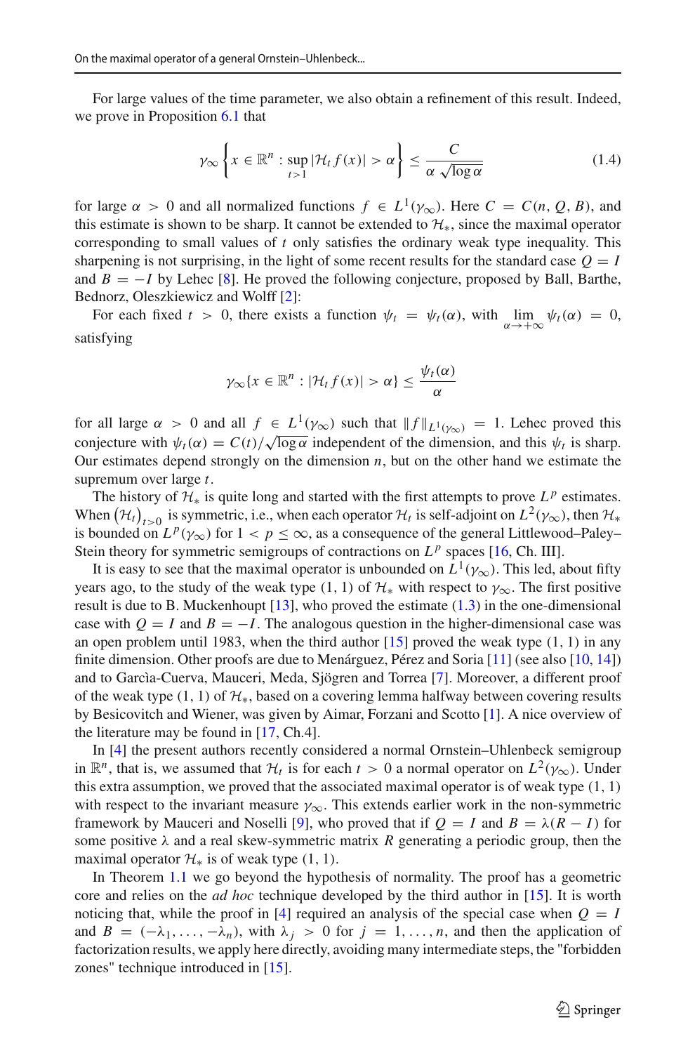For large values of the time parameter, we also obtain a refinement of this result. Indeed, we prove in Proposition 6.1 that

$$\gamma_\infty \left\{ x \in \mathbb{R}^n : \sup_{t>1} |\mathcal{H}_t f(x)| > \alpha \right\} \leq \frac{C}{\alpha \sqrt{\log \alpha}} \tag{1.4}$$

for large $\alpha > 0$ and all normalized functions $f \in L^1(\gamma_\infty)$. Here $C = C(n, Q, B)$, and this estimate is shown to be sharp. It cannot be extended to $\mathcal{H}_*$, since the maximal operator corresponding to small values of $t$ only satisfies the ordinary weak type inequality. This sharpening is not surprising, in the light of some recent results for the standard case $Q = I$ and $B = -I$ by Lehec [8]. He proved the following conjecture, proposed by Ball, Barthe, Bednorz, Oleszkiewicz and Wolff [2]:

For each fixed $t > 0$, there exists a function $\psi_t = \psi_t(\alpha)$, with $\lim_{\alpha \to +\infty} \psi_t(\alpha) = 0$, satisfying

$$\gamma_\infty \{ x \in \mathbb{R}^n : |\mathcal{H}_t f(x)| > \alpha \} \leq \frac{\psi_t(\alpha)}{\alpha}$$

for all large $\alpha > 0$ and all $f \in L^1(\gamma_\infty)$ such that $\|f\|_{L^1(\gamma_\infty)} = 1$. Lehec proved this conjecture with $\psi_t(\alpha) = C(t)/\sqrt{\log \alpha}$ independent of the dimension, and this $\psi_t$ is sharp. Our estimates depend strongly on the dimension $n$, but on the other hand we estimate the supremum over large $t$.

The history of $\mathcal{H}_*$ is quite long and started with the first attempts to prove $L^p$ estimates. When $(\mathcal{H}_t)_{t>0}$ is symmetric, i.e., when each operator $\mathcal{H}_t$ is self-adjoint on $L^2(\gamma_\infty)$, then $\mathcal{H}_*$ is bounded on $L^p(\gamma_\infty)$ for $1 < p \leq \infty$, as a consequence of the general Littlewood–Paley–Stein theory for symmetric semigroups of contractions on $L^p$ spaces [16, Ch. III].

It is easy to see that the maximal operator is unbounded on $L^1(\gamma_\infty)$. This led, about fifty years ago, to the study of the weak type (1, 1) of $\mathcal{H}_*$ with respect to $\gamma_\infty$. The first positive result is due to B. Muckenhoupt [13], who proved the estimate (1.3) in the one-dimensional case with $Q = I$ and $B = -I$. The analogous question in the higher-dimensional case was an open problem until 1983, when the third author [15] proved the weak type (1, 1) in any finite dimension. Other proofs are due to Menárguez, Pérez and Soria [11] (see also [10, 14]) and to Garcìa-Cuerva, Mauceri, Meda, Sjögren and Torrea [7]. Moreover, a different proof of the weak type (1, 1) of $\mathcal{H}_*$, based on a covering lemma halfway between covering results by Besicovitch and Wiener, was given by Aimar, Forzani and Scotto [1]. A nice overview of the literature may be found in [17, Ch.4].

In [4] the present authors recently considered a normal Ornstein–Uhlenbeck semigroup in $\mathbb{R}^n$, that is, we assumed that $\mathcal{H}_t$ is for each $t > 0$ a normal operator on $L^2(\gamma_\infty)$. Under this extra assumption, we proved that the associated maximal operator is of weak type (1, 1) with respect to the invariant measure $\gamma_\infty$. This extends earlier work in the non-symmetric framework by Mauceri and Noselli [9], who proved that if $Q = I$ and $B = \lambda(R - I)$ for some positive $\lambda$ and a real skew-symmetric matrix $R$ generating a periodic group, then the maximal operator $\mathcal{H}_*$ is of weak type (1, 1).

In Theorem 1.1 we go beyond the hypothesis of normality. The proof has a geometric core and relies on the *ad hoc* technique developed by the third author in [15]. It is worth noticing that, while the proof in [4] required an analysis of the special case when $Q = I$ and $B = (-\lambda_1, \ldots, -\lambda_n)$, with $\lambda_j > 0$ for $j = 1, \ldots, n$, and then the application of factorization results, we apply here directly, avoiding many intermediate steps, the "forbidden zones" technique introduced in [15].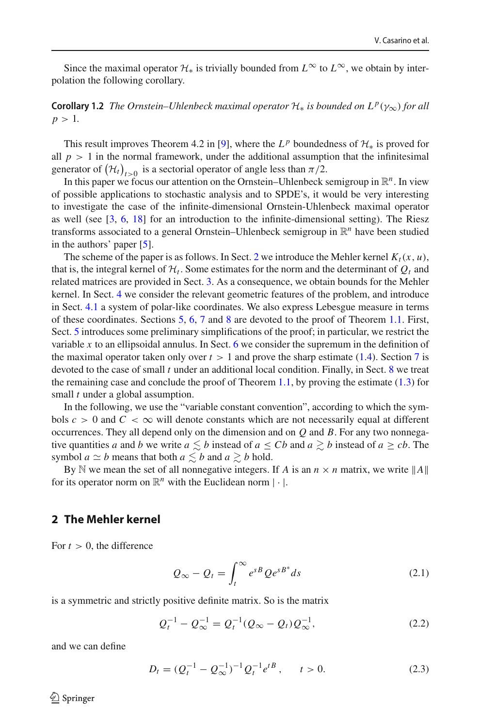Since the maximal operator $\mathcal{H}_*$ is trivially bounded from $L^\infty$ to $L^\infty$, we obtain by interpolation the following corollary.

**Corollary 1.2** *The Ornstein–Uhlenbeck maximal operator $\mathcal{H}_*$ is bounded on $L^p(\gamma_\infty)$ for all $p > 1$.*

This result improves Theorem 4.2 in [9], where the $L^p$ boundedness of $\mathcal{H}_*$ is proved for all $p > 1$ in the normal framework, under the additional assumption that the infinitesimal generator of $\left(\mathcal{H}_t\right)_{t>0}$ is a sectorial operator of angle less than $\pi/2$.

In this paper we focus our attention on the Ornstein–Uhlenbeck semigroup in $\mathbb{R}^n$. In view of possible applications to stochastic analysis and to SPDE's, it would be very interesting to investigate the case of the infinite-dimensional Ornstein-Uhlenbeck maximal operator as well (see [3, 6, 18] for an introduction to the infinite-dimensional setting). The Riesz transforms associated to a general Ornstein–Uhlenbeck semigroup in $\mathbb{R}^n$ have been studied in the authors' paper [5].

The scheme of the paper is as follows. In Sect. 2 we introduce the Mehler kernel $K_t(x, u)$, that is, the integral kernel of $\mathcal{H}_t$. Some estimates for the norm and the determinant of $Q_t$ and related matrices are provided in Sect. 3. As a consequence, we obtain bounds for the Mehler kernel. In Sect. 4 we consider the relevant geometric features of the problem, and introduce in Sect. 4.1 a system of polar-like coordinates. We also express Lebesgue measure in terms of these coordinates. Sections 5, 6, 7 and 8 are devoted to the proof of Theorem 1.1. First, Sect. 5 introduces some preliminary simplifications of the proof; in particular, we restrict the variable $x$ to an ellipsoidal annulus. In Sect. 6 we consider the supremum in the definition of the maximal operator taken only over $t > 1$ and prove the sharp estimate (1.4). Section 7 is devoted to the case of small $t$ under an additional local condition. Finally, in Sect. 8 we treat the remaining case and conclude the proof of Theorem 1.1, by proving the estimate (1.3) for small $t$ under a global assumption.

In the following, we use the "variable constant convention", according to which the symbols $c > 0$ and $C < \infty$ will denote constants which are not necessarily equal at different occurrences. They all depend only on the dimension and on $Q$ and $B$. For any two nonnegative quantities $a$ and $b$ we write $a \lesssim b$ instead of $a \leq Cb$ and $a \gtrsim b$ instead of $a \geq cb$. The symbol $a \simeq b$ means that both $a \lesssim b$ and $a \gtrsim b$ hold.

By $\mathbb{N}$ we mean the set of all nonnegative integers. If $A$ is an $n \times n$ matrix, we write $\|A\|$ for its operator norm on $\mathbb{R}^n$ with the Euclidean norm $|\cdot|$.

## 2 The Mehler kernel

For $t > 0$, the difference

$$Q_\infty - Q_t = \int_t^\infty e^{sB} Q e^{sB^*} ds \tag{2.1}$$

is a symmetric and strictly positive definite matrix. So is the matrix

$$Q_t^{-1} - Q_\infty^{-1} = Q_t^{-1}(Q_\infty - Q_t)Q_\infty^{-1}, \tag{2.2}$$

and we can define

$$D_t = (Q_t^{-1} - Q_\infty^{-1})^{-1} Q_t^{-1} e^{tB}, \qquad t > 0. \tag{2.3}$$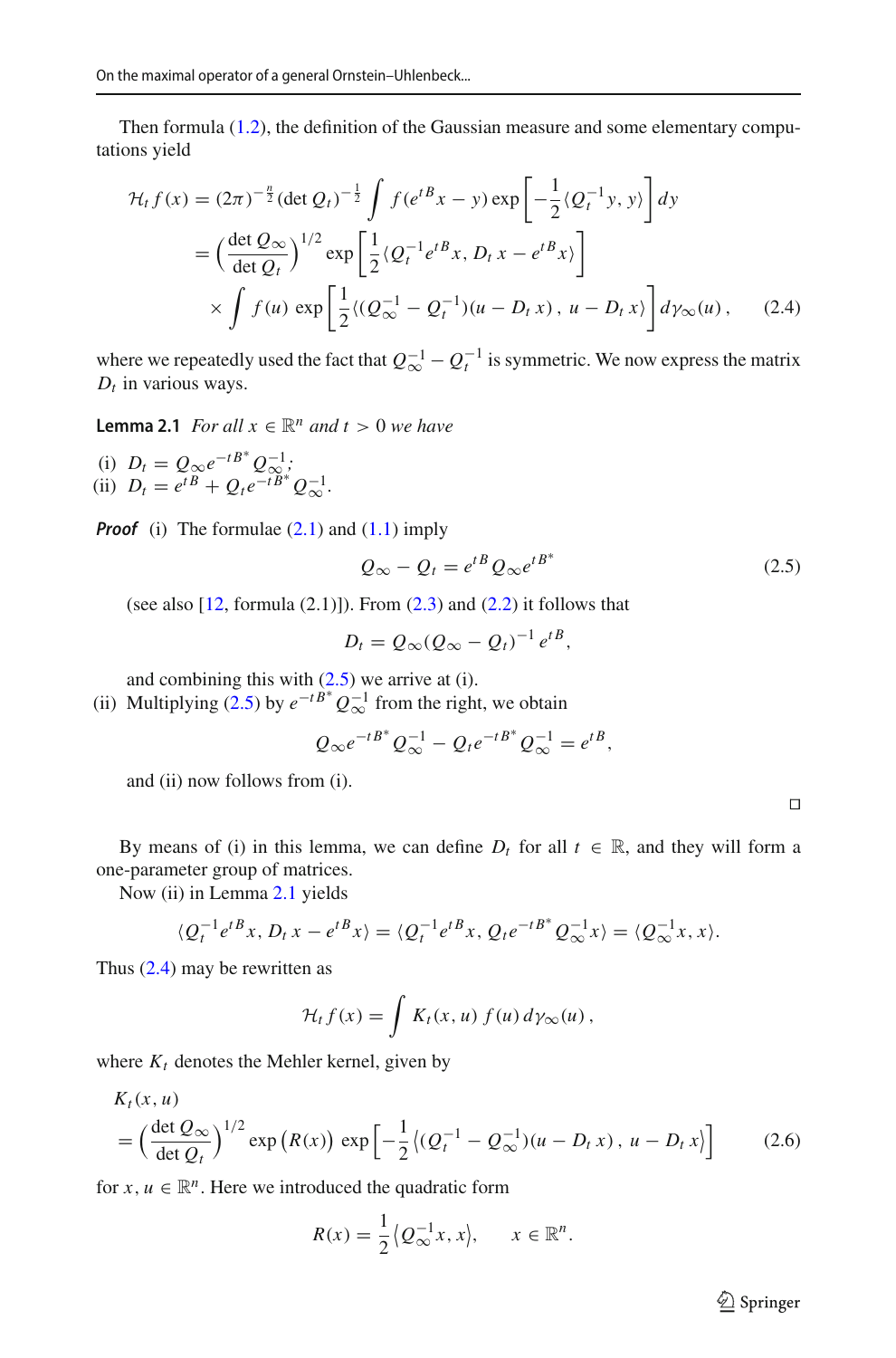Then formula (1.2), the definition of the Gaussian measure and some elementary computations yield

$$
\begin{aligned}
\mathcal{H}_t f(x) &= (2\pi)^{-\frac{n}{2}} (\det Q_t)^{-\frac{1}{2}} \int f(e^{tB}x - y) \exp\left[-\frac{1}{2}\langle Q_t^{-1} y, y\rangle\right] dy \\
&= \left(\frac{\det Q_\infty}{\det Q_t}\right)^{1/2} \exp\left[\frac{1}{2}\langle Q_t^{-1} e^{tB} x, D_t x - e^{tB} x\rangle\right] \\
&\quad \times \int f(u) \exp\left[\frac{1}{2}\langle (Q_\infty^{-1} - Q_t^{-1})(u - D_t x), u - D_t x\rangle\right] d\gamma_\infty(u), \qquad (2.4)
\end{aligned}
$$

where we repeatedly used the fact that $Q_\infty^{-1} - Q_t^{-1}$ is symmetric. We now express the matrix $D_t$ in various ways.

**Lemma 2.1** *For all $x \in \mathbb{R}^n$ and $t > 0$ we have*

(i) $D_t = Q_\infty e^{-tB^*} Q_\infty^{-1}$;
(ii) $D_t = e^{tB} + Q_t e^{-tB^*} Q_\infty^{-1}$.

***Proof*** (i) The formulae (2.1) and (1.1) imply

$$
Q_\infty - Q_t = e^{tB} Q_\infty e^{tB^*} \qquad (2.5)
$$

(see also [12, formula (2.1)]). From (2.3) and (2.2) it follows that

$$
D_t = Q_\infty (Q_\infty - Q_t)^{-1} e^{tB},
$$

and combining this with (2.5) we arrive at (i).

(ii) Multiplying (2.5) by $e^{-tB^*} Q_\infty^{-1}$ from the right, we obtain

$$
Q_\infty e^{-tB^*} Q_\infty^{-1} - Q_t e^{-tB^*} Q_\infty^{-1} = e^{tB},
$$

and (ii) now follows from (i).

□

By means of (i) in this lemma, we can define $D_t$ for all $t \in \mathbb{R}$, and they will form a one-parameter group of matrices.

Now (ii) in Lemma 2.1 yields

$$
\langle Q_t^{-1} e^{tB} x, D_t x - e^{tB} x\rangle = \langle Q_t^{-1} e^{tB} x, Q_t e^{-tB^*} Q_\infty^{-1} x\rangle = \langle Q_\infty^{-1} x, x\rangle.
$$

Thus (2.4) may be rewritten as

$$
\mathcal{H}_t f(x) = \int K_t(x, u)\, f(u)\, d\gamma_\infty(u),
$$

where $K_t$ denotes the Mehler kernel, given by

$$
\begin{aligned}
&K_t(x, u) \\
&= \left(\frac{\det Q_\infty}{\det Q_t}\right)^{1/2} \exp\big(R(x)\big) \exp\left[-\frac{1}{2}\big\langle (Q_t^{-1} - Q_\infty^{-1})(u - D_t x), u - D_t x\big\rangle\right] \qquad (2.6)
\end{aligned}
$$

for $x, u \in \mathbb{R}^n$. Here we introduced the quadratic form

$$
R(x) = \frac{1}{2}\big\langle Q_\infty^{-1} x, x\big\rangle, \qquad x \in \mathbb{R}^n.
$$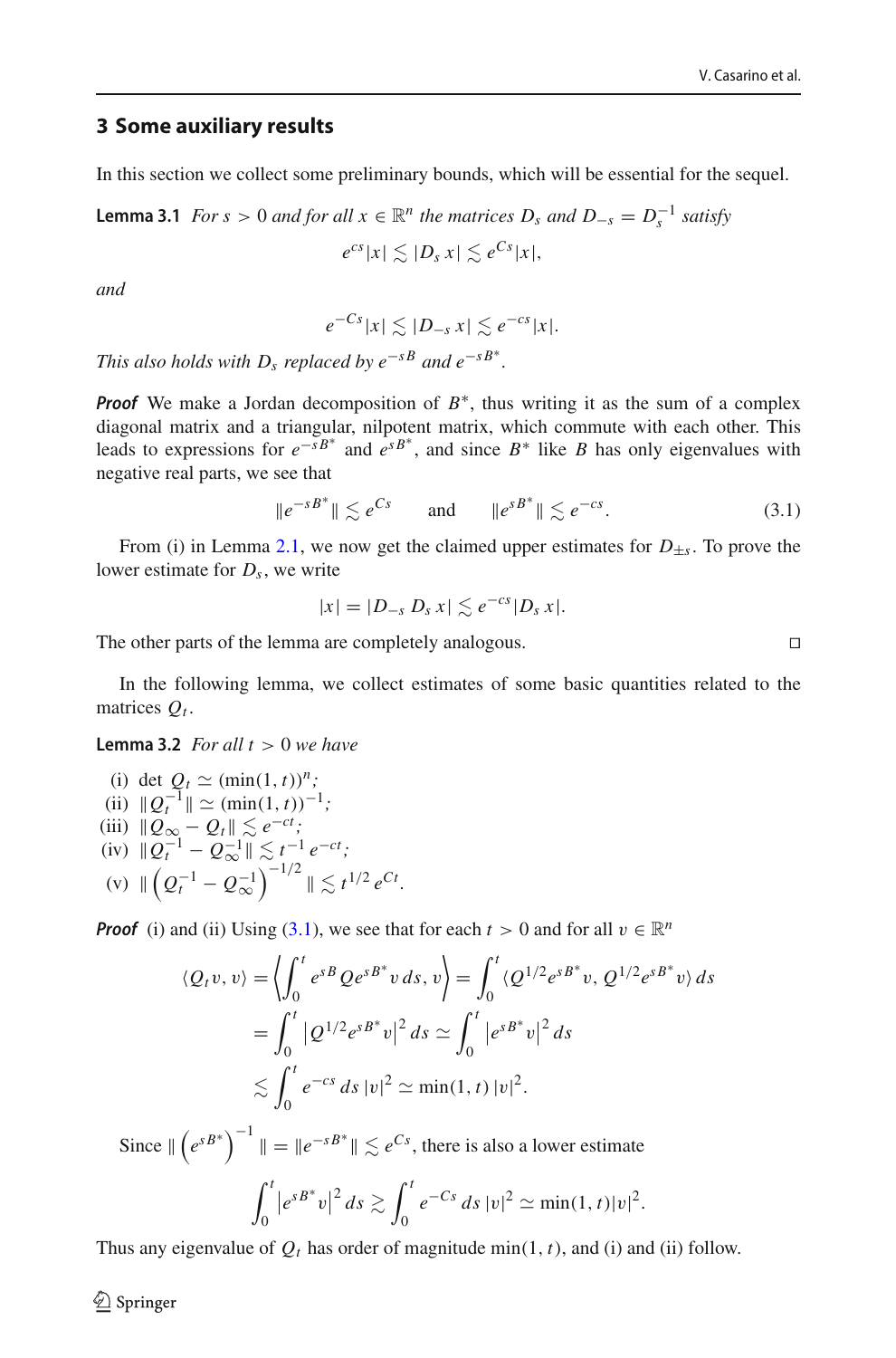## 3 Some auxiliary results

In this section we collect some preliminary bounds, which will be essential for the sequel.

**Lemma 3.1** *For $s > 0$ and for all $x \in \mathbb{R}^n$ the matrices $D_s$ and $D_{-s} = D_s^{-1}$ satisfy*

$$e^{cs}|x| \lesssim |D_s\, x| \lesssim e^{Cs}|x|,$$

*and*

$$e^{-Cs}|x| \lesssim |D_{-s}\, x| \lesssim e^{-cs}|x|.$$

*This also holds with $D_s$ replaced by $e^{-sB}$ and $e^{-sB^*}$.*

***Proof*** We make a Jordan decomposition of $B^*$, thus writing it as the sum of a complex diagonal matrix and a triangular, nilpotent matrix, which commute with each other. This leads to expressions for $e^{-sB^*}$ and $e^{sB^*}$, and since $B^*$ like $B$ has only eigenvalues with negative real parts, we see that

$$\|e^{-sB^*}\| \lesssim e^{Cs} \qquad \text{and} \qquad \|e^{sB^*}\| \lesssim e^{-cs}. \tag{3.1}$$

From (i) in Lemma 2.1, we now get the claimed upper estimates for $D_{\pm s}$. To prove the lower estimate for $D_s$, we write

$$|x| = |D_{-s}\, D_s\, x| \lesssim e^{-cs}|D_s\, x|.$$

The other parts of the lemma are completely analogous. □

In the following lemma, we collect estimates of some basic quantities related to the matrices $Q_t$.

**Lemma 3.2** *For all $t > 0$ we have*

(i) $\det\, Q_t \simeq (\min(1,t))^n$;
(ii) $\|Q_t^{-1}\| \simeq (\min(1,t))^{-1}$;
(iii) $\|Q_\infty - Q_t\| \lesssim e^{-ct}$;
(iv) $\|Q_t^{-1} - Q_\infty^{-1}\| \lesssim t^{-1}\, e^{-ct}$;
(v) $\left\| \left(Q_t^{-1} - Q_\infty^{-1}\right)^{-1/2} \right\| \lesssim t^{1/2}\, e^{Ct}$.

***Proof*** (i) and (ii) Using (3.1), we see that for each $t > 0$ and for all $v \in \mathbb{R}^n$

$$\begin{aligned}
\langle Q_t v, v\rangle &= \left\langle \int_0^t e^{sB}\, Q e^{sB^*} v\, ds,\, v \right\rangle = \int_0^t \langle Q^{1/2} e^{sB^*} v,\, Q^{1/2} e^{sB^*} v\rangle\, ds \\
&= \int_0^t \left|Q^{1/2} e^{sB^*} v\right|^2 ds \simeq \int_0^t \left|e^{sB^*} v\right|^2 ds \\
&\lesssim \int_0^t e^{-cs}\, ds\, |v|^2 \simeq \min(1,t)\, |v|^2.
\end{aligned}$$

Since $\left\| \left(e^{sB^*}\right)^{-1} \right\| = \|e^{-sB^*}\| \lesssim e^{Cs}$, there is also a lower estimate

$$\int_0^t \left|e^{sB^*} v\right|^2 ds \gtrsim \int_0^t e^{-Cs}\, ds\, |v|^2 \simeq \min(1,t)|v|^2.$$

Thus any eigenvalue of $Q_t$ has order of magnitude $\min(1,t)$, and (i) and (ii) follow.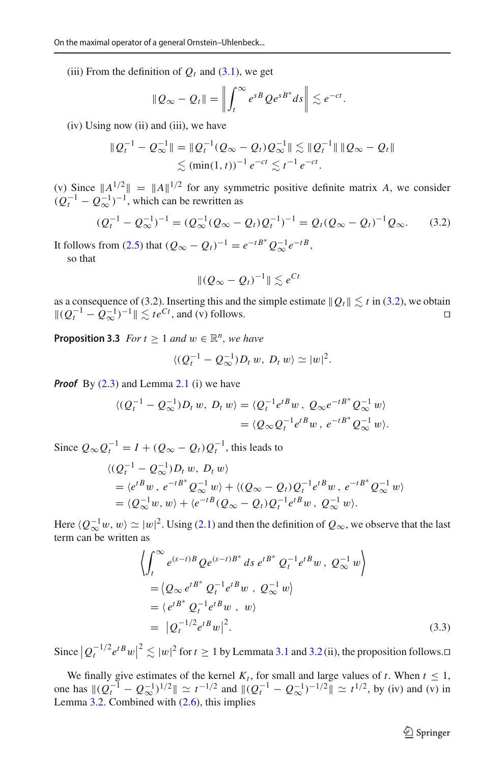(iii) From the definition of $Q_t$ and (3.1), we get

$$\|Q_\infty - Q_t\| = \left\| \int_t^\infty e^{sB} Q e^{sB^*} ds \right\| \lesssim e^{-ct}.$$

(iv) Using now (ii) and (iii), we have

$$\|Q_t^{-1} - Q_\infty^{-1}\| = \|Q_t^{-1}(Q_\infty - Q_t)Q_\infty^{-1}\| \lesssim \|Q_t^{-1}\| \, \|Q_\infty - Q_t\|$$
$$\lesssim (\min(1,t))^{-1} e^{-ct} \lesssim t^{-1} e^{-ct}.$$

(v) Since $\|A^{1/2}\| = \|A\|^{1/2}$ for any symmetric positive definite matrix $A$, we consider $(Q_t^{-1} - Q_\infty^{-1})^{-1}$, which can be rewritten as

$$(Q_t^{-1} - Q_\infty^{-1})^{-1} = (Q_\infty^{-1}(Q_\infty - Q_t)Q_t^{-1})^{-1} = Q_t(Q_\infty - Q_t)^{-1}Q_\infty. \tag{3.2}$$

It follows from (2.5) that $(Q_\infty - Q_t)^{-1} = e^{-tB^*} Q_\infty^{-1} e^{-tB}$, so that

$$\|(Q_\infty - Q_t)^{-1}\| \lesssim e^{Ct}$$

as a consequence of (3.2). Inserting this and the simple estimate $\|Q_t\| \lesssim t$ in (3.2), we obtain $\|(Q_t^{-1} - Q_\infty^{-1})^{-1}\| \lesssim te^{Ct}$, and (v) follows. □

**Proposition 3.3** *For $t \geq 1$ and $w \in \mathbb{R}^n$, we have*

$$\langle (Q_t^{-1} - Q_\infty^{-1}) D_t\, w,\; D_t\, w\rangle \simeq |w|^2.$$

***Proof*** By (2.3) and Lemma 2.1 (i) we have

$$\langle (Q_t^{-1} - Q_\infty^{-1}) D_t\, w,\; D_t\, w\rangle = \langle Q_t^{-1} e^{tB} w\,,\; Q_\infty e^{-tB^*} Q_\infty^{-1}\, w\rangle$$
$$= \langle Q_\infty Q_t^{-1} e^{tB} w\,,\; e^{-tB^*} Q_\infty^{-1}\, w\rangle.$$

Since $Q_\infty Q_t^{-1} = I + (Q_\infty - Q_t)Q_t^{-1}$, this leads to

$$\langle (Q_t^{-1} - Q_\infty^{-1}) D_t\, w,\; D_t\, w\rangle$$
$$= \langle e^{tB} w\,,\; e^{-tB^*} Q_\infty^{-1}\, w\rangle + \langle (Q_\infty - Q_t) Q_t^{-1} e^{tB} w\,,\; e^{-tB^*} Q_\infty^{-1}\, w\rangle$$
$$= \langle Q_\infty^{-1} w, w\rangle + \langle e^{-tB}(Q_\infty - Q_t) Q_t^{-1} e^{tB} w\,,\; Q_\infty^{-1}\, w\rangle.$$

Here $\langle Q_\infty^{-1} w, w\rangle \simeq |w|^2$. Using (2.1) and then the definition of $Q_\infty$, we observe that the last term can be written as

$$\left\langle \int_t^\infty e^{(s-t)B} Q e^{(s-t)B^*}\, ds\, e^{tB^*}\, Q_t^{-1} e^{tB} w\,,\; Q_\infty^{-1}\, w \right\rangle$$
$$= \left\langle Q_\infty\, e^{tB^*}\, Q_t^{-1} e^{tB} w\;,\; Q_\infty^{-1}\, w\right\rangle$$
$$= \langle\, e^{tB^*}\, Q_t^{-1} e^{tB} w\;,\; w\rangle$$
$$= \left| Q_t^{-1/2} e^{tB} w \right|^2. \tag{3.3}$$

Since $\left| Q_t^{-1/2} e^{tB} w \right|^2 \lesssim |w|^2$ for $t \geq 1$ by Lemmata 3.1 and 3.2 (ii), the proposition follows. □

We finally give estimates of the kernel $K_t$, for small and large values of $t$. When $t \leq 1$, one has $\|(Q_t^{-1} - Q_\infty^{-1})^{1/2}\| \simeq t^{-1/2}$ and $\|(Q_t^{-1} - Q_\infty^{-1})^{-1/2}\| \simeq t^{1/2}$, by (iv) and (v) in Lemma 3.2. Combined with (2.6), this implies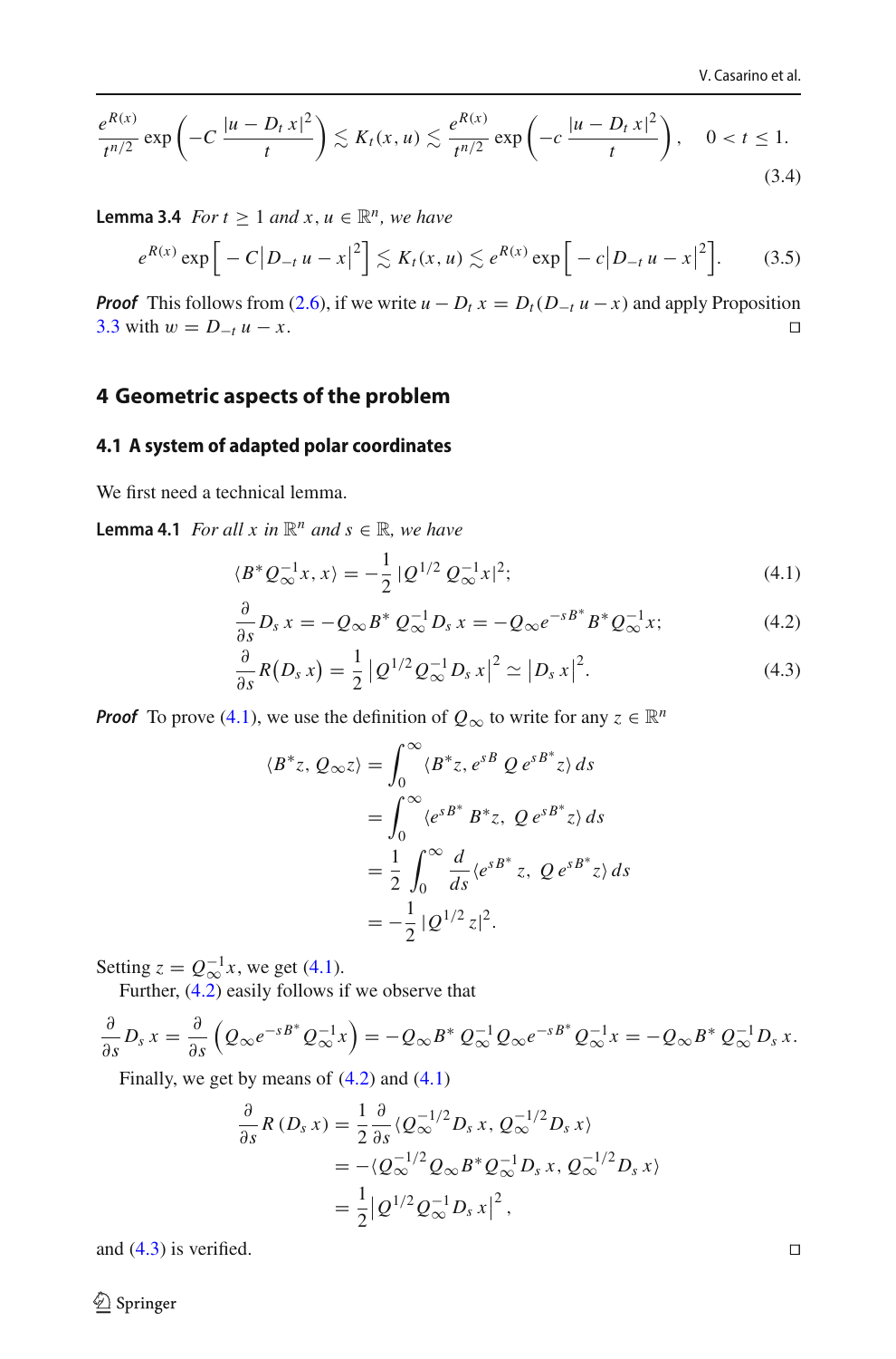$$\frac{e^{R(x)}}{t^{n/2}} \exp\left(-C\, \frac{|u - D_t\, x|^2}{t}\right) \lesssim K_t(x, u) \lesssim \frac{e^{R(x)}}{t^{n/2}} \exp\left(-c\, \frac{|u - D_t\, x|^2}{t}\right), \quad 0 < t \le 1. \tag{3.4}$$

**Lemma 3.4** *For $t \geq 1$ and $x, u \in \mathbb{R}^n$, we have*

$$e^{R(x)} \exp\Big[ - C\big|D_{-t}\, u - x\big|^2\Big] \lesssim K_t(x, u) \lesssim e^{R(x)} \exp\Big[ - c\big|D_{-t}\, u - x\big|^2\Big]. \tag{3.5}$$

***Proof*** This follows from (2.6), if we write $u - D_t\, x = D_t(D_{-t}\, u - x)$ and apply Proposition 3.3 with $w = D_{-t}\, u - x$. ◻

## 4 Geometric aspects of the problem

### 4.1 A system of adapted polar coordinates

We first need a technical lemma.

**Lemma 4.1** *For all $x$ in $\mathbb{R}^n$ and $s \in \mathbb{R}$, we have*

$$\langle B^* Q_\infty^{-1} x, x\rangle = -\frac{1}{2}\, |Q^{1/2}\, Q_\infty^{-1} x|^2; \tag{4.1}$$

$$\frac{\partial}{\partial s} D_s\, x = -Q_\infty B^*\, Q_\infty^{-1} D_s\, x = -Q_\infty e^{-sB^*} B^* Q_\infty^{-1} x; \tag{4.2}$$

$$\frac{\partial}{\partial s} R\big(D_s\, x\big) = \frac{1}{2}\, \big|Q^{1/2} Q_\infty^{-1} D_s\, x\big|^2 \simeq \big|D_s\, x\big|^2. \tag{4.3}$$

***Proof*** To prove (4.1), we use the definition of $Q_\infty$ to write for any $z \in \mathbb{R}^n$

$$\begin{aligned}
\langle B^* z, Q_\infty z\rangle &= \int_0^\infty \langle B^* z, e^{sB}\, Q\, e^{sB^*} z\rangle\, ds \\
&= \int_0^\infty \langle e^{sB^*}\, B^* z,\ Q\, e^{sB^*} z\rangle\, ds \\
&= \frac{1}{2} \int_0^\infty \frac{d}{ds} \langle e^{sB^*}\, z,\ Q\, e^{sB^*} z\rangle\, ds \\
&= -\frac{1}{2}\, |Q^{1/2}\, z|^2.
\end{aligned}$$

Setting $z = Q_\infty^{-1} x$, we get (4.1).

Further, (4.2) easily follows if we observe that

$$\frac{\partial}{\partial s} D_s\, x = \frac{\partial}{\partial s}\left(Q_\infty e^{-sB^*}\, Q_\infty^{-1} x\right) = -Q_\infty B^*\, Q_\infty^{-1}\, Q_\infty e^{-sB^*}\, Q_\infty^{-1} x = -Q_\infty B^*\, Q_\infty^{-1} D_s\, x.$$

Finally, we get by means of (4.2) and (4.1)

$$\begin{aligned}
\frac{\partial}{\partial s} R\left(D_s\, x\right) &= \frac{1}{2}\, \frac{\partial}{\partial s} \langle Q_\infty^{-1/2} D_s\, x,\ Q_\infty^{-1/2} D_s\, x\rangle \\
&= -\langle Q_\infty^{-1/2}\, Q_\infty B^* Q_\infty^{-1} D_s\, x,\ Q_\infty^{-1/2} D_s\, x\rangle \\
&= \frac{1}{2} \big|Q^{1/2} Q_\infty^{-1} D_s\, x\big|^2,
\end{aligned}$$

and (4.3) is verified. ◻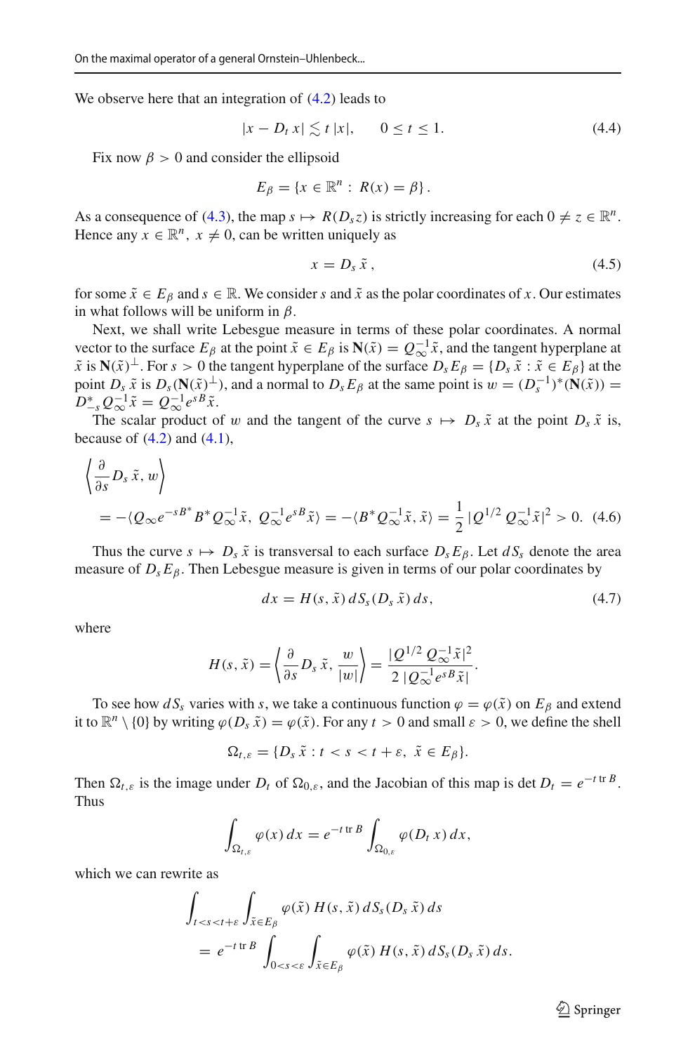We observe here that an integration of (4.2) leads to

$$|x - D_t\, x| \lesssim t\, |x|, \qquad 0 \le t \le 1. \tag{4.4}$$

Fix now $\beta > 0$ and consider the ellipsoid

$$E_\beta = \{x \in \mathbb{R}^n :\, R(x) = \beta\}\,.$$

As a consequence of (4.3), the map $s \mapsto R(D_s z)$ is strictly increasing for each $0 \ne z \in \mathbb{R}^n$. Hence any $x \in \mathbb{R}^n,\ x \ne 0$, can be written uniquely as

$$x = D_s\, \tilde{x}\,, \tag{4.5}$$

for some $\tilde{x} \in E_\beta$ and $s \in \mathbb{R}$. We consider $s$ and $\tilde{x}$ as the polar coordinates of $x$. Our estimates in what follows will be uniform in $\beta$.

Next, we shall write Lebesgue measure in terms of these polar coordinates. A normal vector to the surface $E_\beta$ at the point $\tilde{x} \in E_\beta$ is $\mathbf{N}(\tilde{x}) = Q_\infty^{-1}\tilde{x}$, and the tangent hyperplane at $\tilde{x}$ is $\mathbf{N}(\tilde{x})^\perp$. For $s > 0$ the tangent hyperplane of the surface $D_s E_\beta = \{D_s\, \tilde{x} : \tilde{x} \in E_\beta\}$ at the point $D_s\, \tilde{x}$ is $D_s(\mathbf{N}(\tilde{x})^\perp)$, and a normal to $D_s E_\beta$ at the same point is $w = (D_s^{-1})^*(\mathbf{N}(\tilde{x})) = D_{-s}^* Q_\infty^{-1}\tilde{x} = Q_\infty^{-1} e^{sB}\tilde{x}$.

The scalar product of $w$ and the tangent of the curve $s \mapsto D_s\, \tilde{x}$ at the point $D_s\, \tilde{x}$ is, because of (4.2) and (4.1),

$$\begin{aligned}&\left\langle \frac{\partial}{\partial s} D_s\, \tilde{x},\, w\right\rangle\\ &\quad = -\langle Q_\infty e^{-sB^*} B^* Q_\infty^{-1}\tilde{x},\ Q_\infty^{-1} e^{sB}\tilde{x}\rangle = -\langle B^* Q_\infty^{-1}\tilde{x}, \tilde{x}\rangle = \frac{1}{2}\,|Q^{1/2}\, Q_\infty^{-1}\tilde{x}|^2 > 0.\end{aligned} \tag{4.6}$$

Thus the curve $s \mapsto D_s\, \tilde{x}$ is transversal to each surface $D_s E_\beta$. Let $dS_s$ denote the area measure of $D_s E_\beta$. Then Lebesgue measure is given in terms of our polar coordinates by

$$dx = H(s, \tilde{x})\, dS_s(D_s\, \tilde{x})\, ds, \tag{4.7}$$

where

$$H(s, \tilde{x}) = \left\langle \frac{\partial}{\partial s} D_s\, \tilde{x},\, \frac{w}{|w|}\right\rangle = \frac{|Q^{1/2}\, Q_\infty^{-1}\tilde{x}|^2}{2\,|Q_\infty^{-1} e^{sB}\tilde{x}|}.$$

To see how $dS_s$ varies with $s$, we take a continuous function $\varphi = \varphi(\tilde{x})$ on $E_\beta$ and extend it to $\mathbb{R}^n \setminus \{0\}$ by writing $\varphi(D_s\, \tilde{x}) = \varphi(\tilde{x})$. For any $t > 0$ and small $\varepsilon > 0$, we define the shell

$$\Omega_{t,\varepsilon} = \{D_s\, \tilde{x} : t < s < t + \varepsilon,\ \tilde{x} \in E_\beta\}.$$

Then $\Omega_{t,\varepsilon}$ is the image under $D_t$ of $\Omega_{0,\varepsilon}$, and the Jacobian of this map is $\det D_t = e^{-t\,\mathrm{tr}\,B}$. Thus

$$\int_{\Omega_{t,\varepsilon}} \varphi(x)\, dx = e^{-t\,\mathrm{tr}\,B} \int_{\Omega_{0,\varepsilon}} \varphi(D_t\, x)\, dx,$$

which we can rewrite as

$$\begin{aligned}&\int_{t<s<t+\varepsilon} \int_{\tilde{x} \in E_\beta} \varphi(\tilde{x})\, H(s, \tilde{x})\, dS_s(D_s\, \tilde{x})\, ds\\ &\quad = e^{-t\,\mathrm{tr}\,B} \int_{0<s<\varepsilon} \int_{\tilde{x} \in E_\beta} \varphi(\tilde{x})\, H(s, \tilde{x})\, dS_s(D_s\, \tilde{x})\, ds.\end{aligned}$$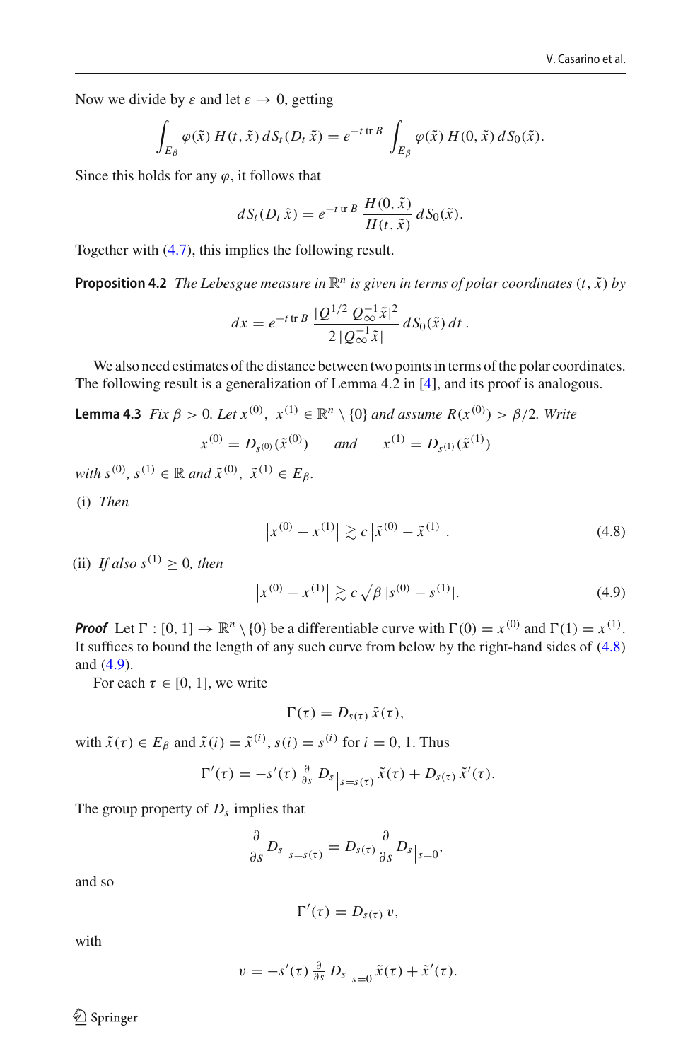Now we divide by $\varepsilon$ and let $\varepsilon \to 0$, getting

$$\int_{E_\beta} \varphi(\tilde{x})\, H(t, \tilde{x})\, dS_t(D_t\, \tilde{x}) = e^{-t\, \mathrm{tr}\, B} \int_{E_\beta} \varphi(\tilde{x})\, H(0, \tilde{x})\, dS_0(\tilde{x}).$$

Since this holds for any $\varphi$, it follows that

$$dS_t(D_t\, \tilde{x}) = e^{-t\, \mathrm{tr}\, B}\, \frac{H(0, \tilde{x})}{H(t, \tilde{x})}\, dS_0(\tilde{x}).$$

Together with (4.7), this implies the following result.

**Proposition 4.2** *The Lebesgue measure in* $\mathbb{R}^n$ *is given in terms of polar coordinates* $(t, \tilde{x})$ *by*

$$dx = e^{-t\, \mathrm{tr}\, B}\, \frac{|Q^{1/2}\, Q_\infty^{-1} \tilde{x}|^2}{2\, |Q_\infty^{-1} \tilde{x}|}\, dS_0(\tilde{x})\, dt\,.$$

We also need estimates of the distance between two points in terms of the polar coordinates. The following result is a generalization of Lemma 4.2 in [4], and its proof is analogous.

**Lemma 4.3** *Fix* $\beta > 0$. *Let* $x^{(0)},\ x^{(1)} \in \mathbb{R}^n \setminus \{0\}$ *and assume* $R(x^{(0)}) > \beta/2$. *Write*

$$x^{(0)} = D_{s^{(0)}}(\tilde{x}^{(0)}) \qquad \text{and} \qquad x^{(1)} = D_{s^{(1)}}(\tilde{x}^{(1)})$$

*with* $s^{(0)}, s^{(1)} \in \mathbb{R}$ *and* $\tilde{x}^{(0)},\ \tilde{x}^{(1)} \in E_\beta$.

(i) *Then*

$$\left|x^{(0)} - x^{(1)}\right| \gtrsim c\left|\tilde{x}^{(0)} - \tilde{x}^{(1)}\right|. \tag{4.8}$$

(ii) *If also* $s^{(1)} \geq 0$, *then*

$$\left|x^{(0)} - x^{(1)}\right| \gtrsim c\sqrt{\beta}\, |s^{(0)} - s^{(1)}|. \tag{4.9}$$

***Proof*** Let $\Gamma : [0, 1] \to \mathbb{R}^n \setminus \{0\}$ be a differentiable curve with $\Gamma(0) = x^{(0)}$ and $\Gamma(1) = x^{(1)}$. It suffices to bound the length of any such curve from below by the right-hand sides of (4.8) and (4.9).

For each $\tau \in [0, 1]$, we write

$$\Gamma(\tau) = D_{s(\tau)}\, \tilde{x}(\tau),$$

with $\tilde{x}(\tau) \in E_\beta$ and $\tilde{x}(i) = \tilde{x}^{(i)}$, $s(i) = s^{(i)}$ for $i = 0, 1$. Thus

$$\Gamma'(\tau) = -s'(\tau)\, \tfrac{\partial}{\partial s}\, D_s\big|_{s=s(\tau)}\, \tilde{x}(\tau) + D_{s(\tau)}\, \tilde{x}'(\tau).$$

The group property of $D_s$ implies that

$$\frac{\partial}{\partial s} D_s\big|_{s=s(\tau)} = D_{s(\tau)}\, \frac{\partial}{\partial s} D_s\big|_{s=0},$$

and so

$$\Gamma'(\tau) = D_{s(\tau)}\, v,$$

with

$$v = -s'(\tau)\, \tfrac{\partial}{\partial s}\, D_s\big|_{s=0}\, \tilde{x}(\tau) + \tilde{x}'(\tau).$$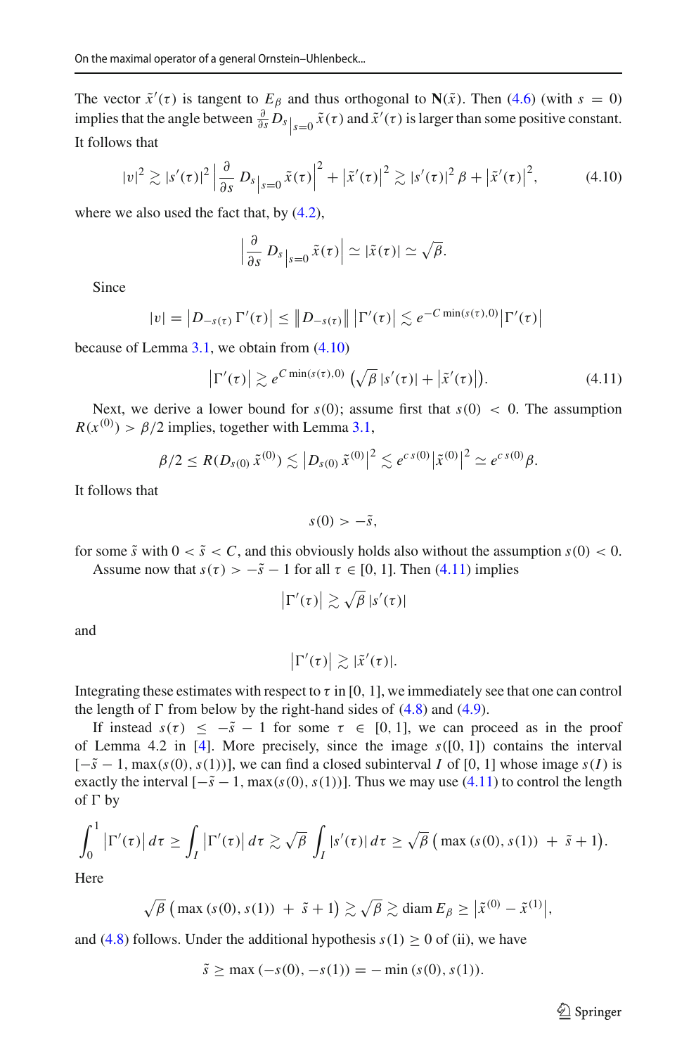The vector $\tilde{x}'(\tau)$ is tangent to $E_\beta$ and thus orthogonal to $\mathbf{N}(\tilde{x})$. Then (4.6) (with $s = 0$) implies that the angle between $\frac{\partial}{\partial s} D_s\big|_{s=0} \tilde{x}(\tau)$ and $\tilde{x}'(\tau)$ is larger than some positive constant. It follows that

$$|v|^2 \gtrsim |s'(\tau)|^2 \left| \frac{\partial}{\partial s} D_s\big|_{s=0} \tilde{x}(\tau) \right|^2 + \left|\tilde{x}'(\tau)\right|^2 \gtrsim |s'(\tau)|^2 \beta + \left|\tilde{x}'(\tau)\right|^2, \tag{4.10}$$

where we also used the fact that, by (4.2),

$$\left| \frac{\partial}{\partial s} D_s\big|_{s=0} \tilde{x}(\tau) \right| \simeq |\tilde{x}(\tau)| \simeq \sqrt{\beta}.$$

Since

$$|v| = \left|D_{-s(\tau)}\, \Gamma'(\tau)\right| \le \left\|D_{-s(\tau)}\right\| \left|\Gamma'(\tau)\right| \lesssim e^{-C \min(s(\tau),0)} \left|\Gamma'(\tau)\right|$$

because of Lemma 3.1, we obtain from (4.10)

$$\left|\Gamma'(\tau)\right| \gtrsim e^{C \min(s(\tau),0)} \left(\sqrt{\beta}\, |s'(\tau)| + \left|\tilde{x}'(\tau)\right|\right). \tag{4.11}$$

Next, we derive a lower bound for $s(0)$; assume first that $s(0) < 0$. The assumption $R(x^{(0)}) > \beta/2$ implies, together with Lemma 3.1,

$$\beta/2 \le R(D_{s(0)}\, \tilde{x}^{(0)}) \lesssim \left|D_{s(0)}\, \tilde{x}^{(0)}\right|^2 \lesssim e^{c\, s(0)} \left|\tilde{x}^{(0)}\right|^2 \simeq e^{c\, s(0)} \beta.$$

It follows that

$$s(0) > -\tilde{s},$$

for some $\tilde{s}$ with $0 < \tilde{s} < C$, and this obviously holds also without the assumption $s(0) < 0$.

Assume now that $s(\tau) > -\tilde{s} - 1$ for all $\tau \in [0, 1]$. Then (4.11) implies

$$\left|\Gamma'(\tau)\right| \gtrsim \sqrt{\beta}\, |s'(\tau)|$$

and

$$\left|\Gamma'(\tau)\right| \gtrsim |\tilde{x}'(\tau)|.$$

Integrating these estimates with respect to $\tau$ in $[0, 1]$, we immediately see that one can control the length of $\Gamma$ from below by the right-hand sides of (4.8) and (4.9).

If instead $s(\tau) \le -\tilde{s} - 1$ for some $\tau \in [0, 1]$, we can proceed as in the proof of Lemma 4.2 in [4]. More precisely, since the image $s([0, 1])$ contains the interval $[-\tilde{s} - 1, \max(s(0), s(1))]$, we can find a closed subinterval $I$ of $[0, 1]$ whose image $s(I)$ is exactly the interval $[-\tilde{s} - 1, \max(s(0), s(1))]$. Thus we may use (4.11) to control the length of $\Gamma$ by

$$\int_0^1 \left|\Gamma'(\tau)\right| d\tau \ge \int_I \left|\Gamma'(\tau)\right| d\tau \gtrsim \sqrt{\beta} \int_I |s'(\tau)|\, d\tau \ge \sqrt{\beta} \left( \max\left(s(0), s(1)\right) + \tilde{s} + 1\right).$$

Here

$$\sqrt{\beta} \left( \max\left(s(0), s(1)\right) + \tilde{s} + 1\right) \gtrsim \sqrt{\beta} \gtrsim \operatorname{diam} E_\beta \ge \left|\tilde{x}^{(0)} - \tilde{x}^{(1)}\right|,$$

and (4.8) follows. Under the additional hypothesis $s(1) \ge 0$ of (ii), we have

$$\tilde{s} \ge \max\left(-s(0), -s(1)\right) = -\min\left(s(0), s(1)\right).$$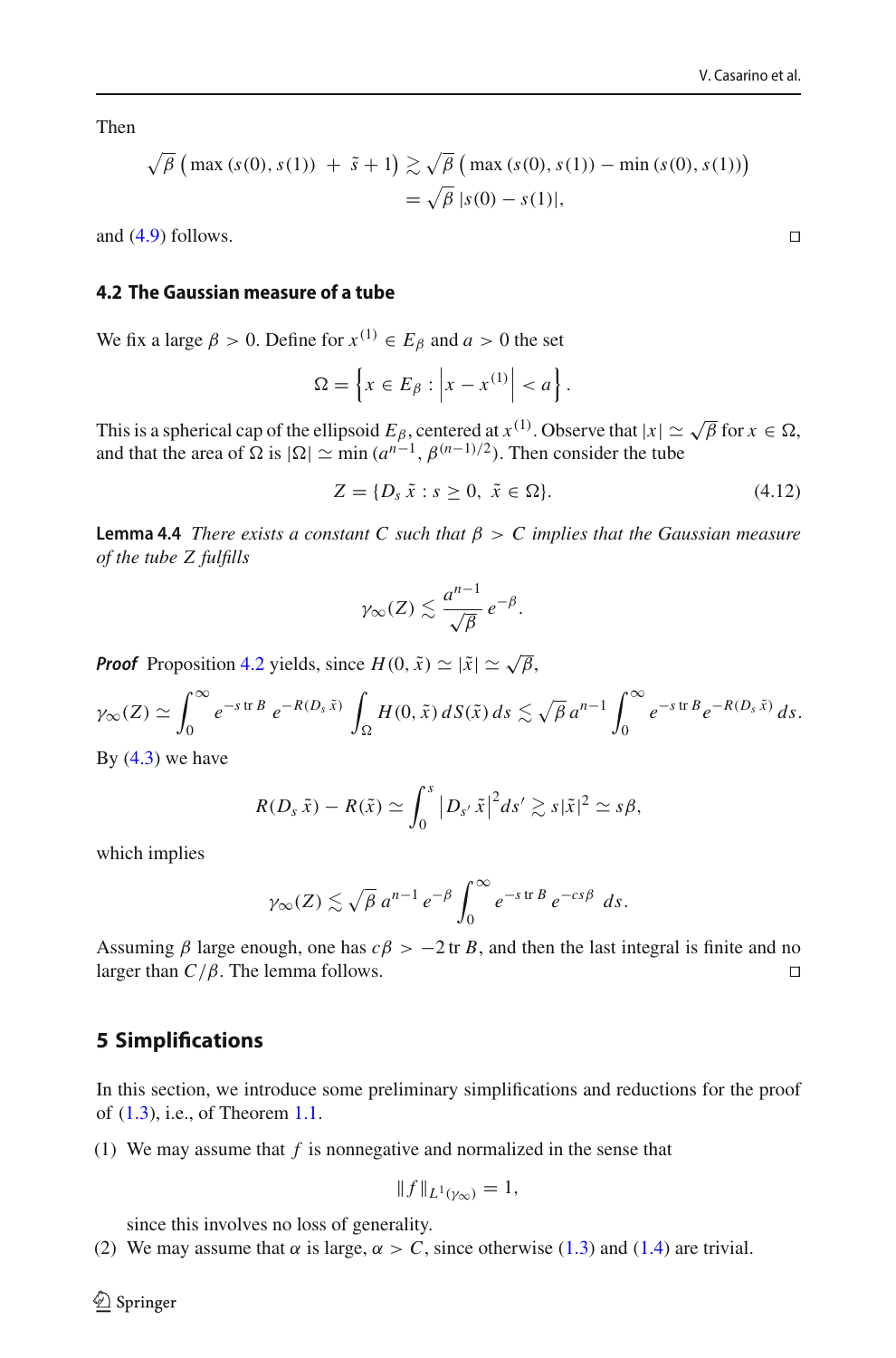Then

$$\sqrt{\beta}\,\big(\max(s(0), s(1)) \;+\; \tilde{s}+1\big) \gtrsim \sqrt{\beta}\,\big(\max(s(0), s(1)) - \min(s(0), s(1))\big)$$
$$= \sqrt{\beta}\,|s(0) - s(1)|,$$

and (4.9) follows. ◻

### 4.2 The Gaussian measure of a tube

We fix a large $\beta > 0$. Define for $x^{(1)} \in E_\beta$ and $a > 0$ the set

$$\Omega = \left\{ x \in E_\beta : \left| x - x^{(1)} \right| < a \right\}.$$

This is a spherical cap of the ellipsoid $E_\beta$, centered at $x^{(1)}$. Observe that $|x| \simeq \sqrt{\beta}$ for $x \in \Omega$, and that the area of $\Omega$ is $|\Omega| \simeq \min(a^{n-1}, \beta^{(n-1)/2})$. Then consider the tube

$$Z = \{D_s\, \tilde{x} : s \geq 0,\; \tilde{x} \in \Omega\}. \tag{4.12}$$

**Lemma 4.4** *There exists a constant $C$ such that $\beta > C$ implies that the Gaussian measure of the tube $Z$ fulfills*

$$\gamma_\infty(Z) \lesssim \frac{a^{n-1}}{\sqrt{\beta}}\, e^{-\beta}.$$

***Proof*** Proposition 4.2 yields, since $H(0, \tilde{x}) \simeq |\tilde{x}| \simeq \sqrt{\beta}$,

$$\gamma_\infty(Z) \simeq \int_0^\infty e^{-s\,\mathrm{tr}\, B}\, e^{-R(D_s\, \tilde{x})} \int_\Omega H(0, \tilde{x})\, dS(\tilde{x})\, ds \lesssim \sqrt{\beta}\, a^{n-1} \int_0^\infty e^{-s\,\mathrm{tr}\, B} e^{-R(D_s\, \tilde{x})}\, ds.$$

By (4.3) we have

$$R(D_s\, \tilde{x}) - R(\tilde{x}) \simeq \int_0^s \left|D_{s'}\, \tilde{x}\right|^2 ds' \gtrsim s|\tilde{x}|^2 \simeq s\beta,$$

which implies

$$\gamma_\infty(Z) \lesssim \sqrt{\beta}\, a^{n-1}\, e^{-\beta} \int_0^\infty e^{-s\,\mathrm{tr}\, B}\, e^{-cs\beta}\, ds.$$

Assuming $\beta$ large enough, one has $c\beta > -2\,\mathrm{tr}\, B$, and then the last integral is finite and no larger than $C/\beta$. The lemma follows. ◻

## 5 Simplifications

In this section, we introduce some preliminary simplifications and reductions for the proof of (1.3), i.e., of Theorem 1.1.

(1) We may assume that $f$ is nonnegative and normalized in the sense that

$$\|f\|_{L^1(\gamma_\infty)} = 1,$$

since this involves no loss of generality.

(2) We may assume that $\alpha$ is large, $\alpha > C$, since otherwise (1.3) and (1.4) are trivial.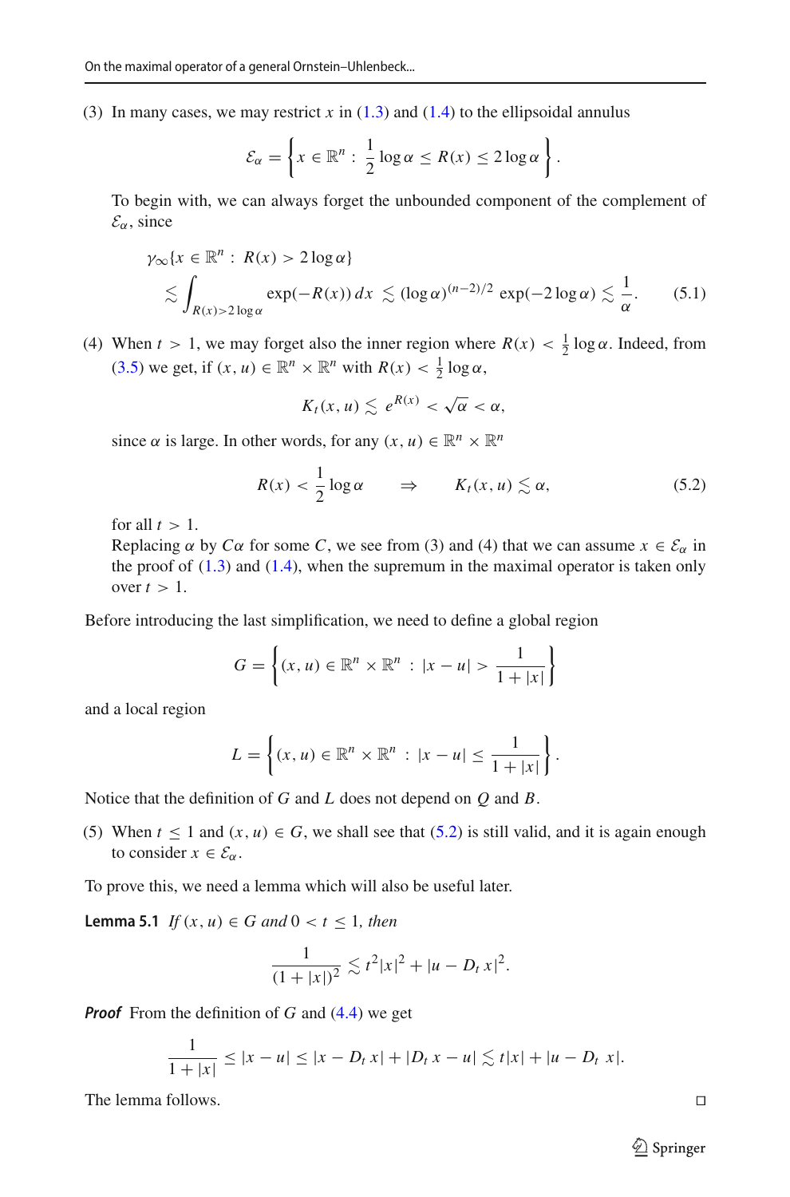(3) In many cases, we may restrict $x$ in (1.3) and (1.4) to the ellipsoidal annulus

$$\mathcal{E}_\alpha = \left\{ x \in \mathbb{R}^n : \frac{1}{2}\log\alpha \le R(x) \le 2\log\alpha \right\}.$$

To begin with, we can always forget the unbounded component of the complement of $\mathcal{E}_\alpha$, since

$$\gamma_\infty\{x \in \mathbb{R}^n : R(x) > 2\log\alpha\} \lesssim \int_{R(x)>2\log\alpha} \exp(-R(x))\,dx \lesssim (\log\alpha)^{(n-2)/2}\exp(-2\log\alpha) \lesssim \frac{1}{\alpha}. \tag{5.1}$$

(4) When $t > 1$, we may forget also the inner region where $R(x) < \frac{1}{2}\log\alpha$. Indeed, from (3.5) we get, if $(x,u) \in \mathbb{R}^n \times \mathbb{R}^n$ with $R(x) < \frac{1}{2}\log\alpha$,

$$K_t(x,u) \lesssim e^{R(x)} < \sqrt{\alpha} < \alpha,$$

since $\alpha$ is large. In other words, for any $(x,u) \in \mathbb{R}^n \times \mathbb{R}^n$

$$R(x) < \frac{1}{2}\log\alpha \qquad \Rightarrow \qquad K_t(x,u) \lesssim \alpha, \tag{5.2}$$

for all $t > 1$.

Replacing $\alpha$ by $C\alpha$ for some $C$, we see from (3) and (4) that we can assume $x \in \mathcal{E}_\alpha$ in the proof of (1.3) and (1.4), when the supremum in the maximal operator is taken only over $t > 1$.

Before introducing the last simplification, we need to define a global region

$$G = \left\{ (x,u) \in \mathbb{R}^n \times \mathbb{R}^n : |x-u| > \frac{1}{1+|x|} \right\}$$

and a local region

$$L = \left\{ (x,u) \in \mathbb{R}^n \times \mathbb{R}^n : |x-u| \le \frac{1}{1+|x|} \right\}.$$

Notice that the definition of $G$ and $L$ does not depend on $Q$ and $B$.

(5) When $t \le 1$ and $(x,u) \in G$, we shall see that (5.2) is still valid, and it is again enough to consider $x \in \mathcal{E}_\alpha$.

To prove this, we need a lemma which will also be useful later.

**Lemma 5.1** *If* $(x,u) \in G$ *and* $0 < t \le 1$, *then*

$$\frac{1}{(1+|x|)^2} \lesssim t^2|x|^2 + |u - D_t\,x|^2.$$

***Proof*** From the definition of $G$ and (4.4) we get

$$\frac{1}{1+|x|} \le |x-u| \le |x - D_t\,x| + |D_t\,x - u| \lesssim t|x| + |u - D_t\,x|.$$

The lemma follows. □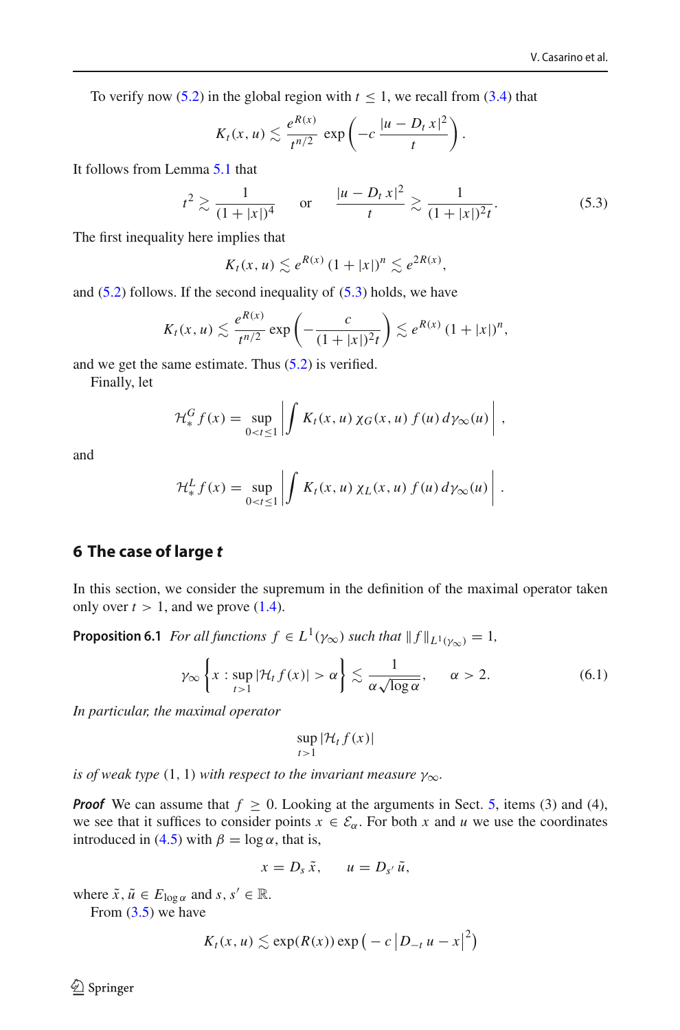To verify now (5.2) in the global region with $t \le 1$, we recall from (3.4) that

$$K_t(x,u) \lesssim \frac{e^{R(x)}}{t^{n/2}} \exp\left(-c\,\frac{|u - D_t\, x|^2}{t}\right).$$

It follows from Lemma 5.1 that

$$t^2 \gtrsim \frac{1}{(1+|x|)^4} \qquad \text{or} \qquad \frac{|u - D_t\, x|^2}{t} \gtrsim \frac{1}{(1+|x|)^2 t}. \tag{5.3}$$

The first inequality here implies that

$$K_t(x,u) \lesssim e^{R(x)}\,(1+|x|)^n \lesssim e^{2R(x)},$$

and (5.2) follows. If the second inequality of (5.3) holds, we have

$$K_t(x,u) \lesssim \frac{e^{R(x)}}{t^{n/2}} \exp\left(-\frac{c}{(1+|x|)^2 t}\right) \lesssim e^{R(x)}\,(1+|x|)^n,$$

and we get the same estimate. Thus (5.2) is verified.

Finally, let

$$\mathcal{H}_*^G f(x) = \sup_{0<t\le 1} \left| \int K_t(x,u)\,\chi_G(x,u)\, f(u)\, d\gamma_\infty(u) \right|,$$

and

$$\mathcal{H}_*^L f(x) = \sup_{0<t\le 1} \left| \int K_t(x,u)\,\chi_L(x,u)\, f(u)\, d\gamma_\infty(u) \right|.$$

## 6 The case of large *t*

In this section, we consider the supremum in the definition of the maximal operator taken only over $t > 1$, and we prove (1.4).

**Proposition 6.1** *For all functions $f \in L^1(\gamma_\infty)$ such that $\|f\|_{L^1(\gamma_\infty)} = 1$,*

$$\gamma_\infty \left\{ x : \sup_{t>1} |\mathcal{H}_t f(x)| > \alpha \right\} \lesssim \frac{1}{\alpha\sqrt{\log \alpha}}, \qquad \alpha > 2. \tag{6.1}$$

*In particular, the maximal operator*

$$\sup_{t>1} |\mathcal{H}_t f(x)|$$

*is of weak type $(1,1)$ with respect to the invariant measure $\gamma_\infty$.*

***Proof*** We can assume that $f \ge 0$. Looking at the arguments in Sect. 5, items (3) and (4), we see that it suffices to consider points $x \in \mathcal{E}_\alpha$. For both $x$ and $u$ we use the coordinates introduced in (4.5) with $\beta = \log \alpha$, that is,

$$x = D_s\,\tilde{x}, \qquad u = D_{s'}\,\tilde{u},$$

where $\tilde{x}, \tilde{u} \in E_{\log \alpha}$ and $s, s' \in \mathbb{R}$.

From (3.5) we have

$$K_t(x,u) \lesssim \exp(R(x)) \exp\left(-c\left|D_{-t}\,u - x\right|^2\right)$$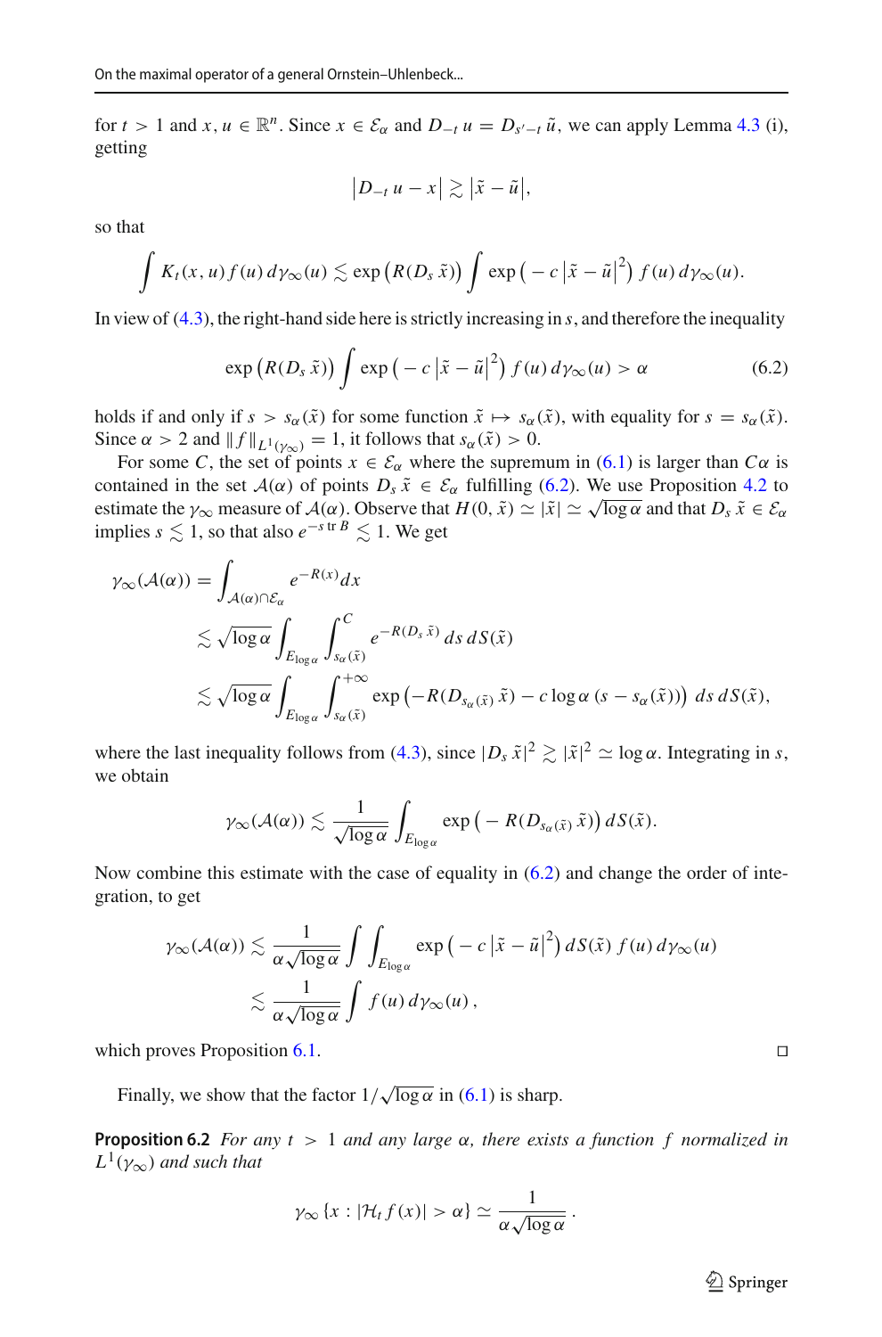for $t > 1$ and $x, u \in \mathbb{R}^n$. Since $x \in \mathcal{E}_\alpha$ and $D_{-t}\, u = D_{s'-t}\, \tilde{u}$, we can apply Lemma 4.3 (i), getting

$$\left|D_{-t}\, u - x\right| \gtrsim \left|\tilde{x} - \tilde{u}\right|,$$

so that

$$\int K_t(x, u) f(u)\, d\gamma_\infty(u) \lesssim \exp\left(R(D_s\, \tilde{x})\right) \int \exp\left(-c\left|\tilde{x} - \tilde{u}\right|^2\right) f(u)\, d\gamma_\infty(u).$$

In view of (4.3), the right-hand side here is strictly increasing in $s$, and therefore the inequality

$$\exp\left(R(D_s\, \tilde{x})\right) \int \exp\left(-c\left|\tilde{x} - \tilde{u}\right|^2\right) f(u)\, d\gamma_\infty(u) > \alpha \tag{6.2}$$

holds if and only if $s > s_\alpha(\tilde{x})$ for some function $\tilde{x} \mapsto s_\alpha(\tilde{x})$, with equality for $s = s_\alpha(\tilde{x})$. Since $\alpha > 2$ and $\|f\|_{L^1(\gamma_\infty)} = 1$, it follows that $s_\alpha(\tilde{x}) > 0$.

For some $C$, the set of points $x \in \mathcal{E}_\alpha$ where the supremum in (6.1) is larger than $C\alpha$ is contained in the set $\mathcal{A}(\alpha)$ of points $D_s\, \tilde{x} \in \mathcal{E}_\alpha$ fulfilling (6.2). We use Proposition 4.2 to estimate the $\gamma_\infty$ measure of $\mathcal{A}(\alpha)$. Observe that $H(0, \tilde{x}) \simeq |\tilde{x}| \simeq \sqrt{\log \alpha}$ and that $D_s\, \tilde{x} \in \mathcal{E}_\alpha$ implies $s \lesssim 1$, so that also $e^{-s\, \mathrm{tr}\, B} \lesssim 1$. We get

$$\begin{aligned}
\gamma_\infty(\mathcal{A}(\alpha)) &= \int_{\mathcal{A}(\alpha) \cap \mathcal{E}_\alpha} e^{-R(x)} dx \\
&\lesssim \sqrt{\log \alpha} \int_{E_{\log \alpha}} \int_{s_\alpha(\tilde{x})}^{C} e^{-R(D_s\, \tilde{x})}\, ds\, dS(\tilde{x}) \\
&\lesssim \sqrt{\log \alpha} \int_{E_{\log \alpha}} \int_{s_\alpha(\tilde{x})}^{+\infty} \exp\left(-R(D_{s_\alpha(\tilde{x})}\, \tilde{x}) - c \log \alpha\, (s - s_\alpha(\tilde{x}))\right)\, ds\, dS(\tilde{x}),
\end{aligned}$$

where the last inequality follows from (4.3), since $|D_s\, \tilde{x}|^2 \gtrsim |\tilde{x}|^2 \simeq \log \alpha$. Integrating in $s$, we obtain

$$\gamma_\infty(\mathcal{A}(\alpha)) \lesssim \frac{1}{\sqrt{\log \alpha}} \int_{E_{\log \alpha}} \exp\left(-R(D_{s_\alpha(\tilde{x})}\, \tilde{x})\right) dS(\tilde{x}).$$

Now combine this estimate with the case of equality in (6.2) and change the order of integration, to get

$$\begin{aligned}
\gamma_\infty(\mathcal{A}(\alpha)) &\lesssim \frac{1}{\alpha\sqrt{\log \alpha}} \int \int_{E_{\log \alpha}} \exp\left(-c\left|\tilde{x} - \tilde{u}\right|^2\right) dS(\tilde{x})\, f(u)\, d\gamma_\infty(u) \\
&\lesssim \frac{1}{\alpha\sqrt{\log \alpha}} \int f(u)\, d\gamma_\infty(u)\,,
\end{aligned}$$

which proves Proposition 6.1. ◻

Finally, we show that the factor $1/\sqrt{\log \alpha}$ in (6.1) is sharp.

**Proposition 6.2** *For any $t > 1$ and any large $\alpha$, there exists a function $f$ normalized in $L^1(\gamma_\infty)$ and such that*

$$\gamma_\infty \{x : |\mathcal{H}_t f(x)| > \alpha\} \simeq \frac{1}{\alpha\sqrt{\log \alpha}}\,.$$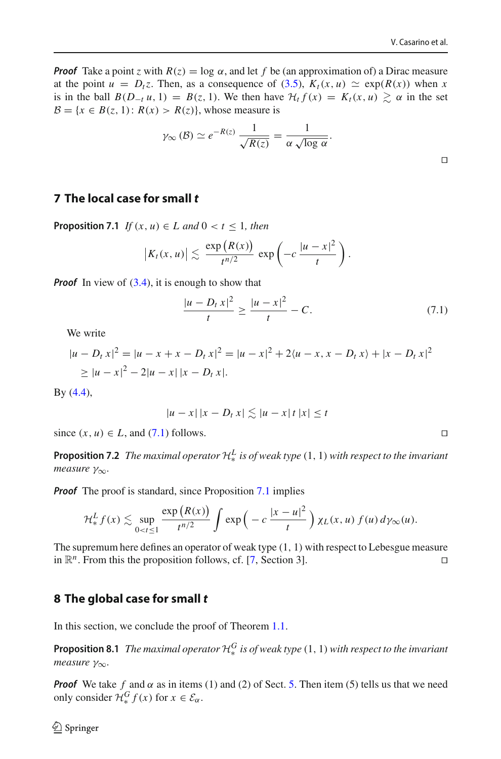*Proof* Take a point $z$ with $R(z) = \log \alpha$, and let $f$ be (an approximation of) a Dirac measure at the point $u = D_t z$. Then, as a consequence of (3.5), $K_t(x, u) \simeq \exp(R(x))$ when $x$ is in the ball $B(D_{-t} u, 1) = B(z, 1)$. We then have $\mathcal{H}_t f(x) = K_t(x, u) \gtrsim \alpha$ in the set $\mathcal{B} = \{x \in B(z, 1) \colon R(x) > R(z)\}$, whose measure is

$$\gamma_\infty(\mathcal{B}) \simeq e^{-R(z)} \frac{1}{\sqrt{R(z)}} = \frac{1}{\alpha \sqrt{\log \alpha}}.$$

□

## 7 The local case for small $t$

**Proposition 7.1** *If $(x, u) \in L$ and $0 < t \leq 1$, then*

$$\left|K_t(x, u)\right| \lesssim \frac{\exp\left(R(x)\right)}{t^{n/2}} \exp\left(-c \frac{|u - x|^2}{t}\right).$$

*Proof* In view of (3.4), it is enough to show that

$$\frac{|u - D_t x|^2}{t} \geq \frac{|u - x|^2}{t} - C. \tag{7.1}$$

We write

$$\begin{aligned}
|u - D_t x|^2 &= |u - x + x - D_t x|^2 = |u - x|^2 + 2\langle u - x, x - D_t x\rangle + |x - D_t x|^2 \\
&\geq |u - x|^2 - 2|u - x|\,|x - D_t x|.
\end{aligned}$$

By (4.4),

$$|u - x|\,|x - D_t x| \lesssim |u - x|\, t\, |x| \leq t$$

since $(x, u) \in L$, and (7.1) follows. □

**Proposition 7.2** *The maximal operator $\mathcal{H}_*^L$ is of weak type $(1, 1)$ with respect to the invariant measure $\gamma_\infty$.*

*Proof* The proof is standard, since Proposition 7.1 implies

$$\mathcal{H}_*^L f(x) \lesssim \sup_{0<t\leq 1} \frac{\exp\left(R(x)\right)}{t^{n/2}} \int \exp\left(-c \frac{|x - u|^2}{t}\right) \chi_L(x, u)\, f(u)\, d\gamma_\infty(u).$$

The supremum here defines an operator of weak type $(1, 1)$ with respect to Lebesgue measure in $\mathbb{R}^n$. From this the proposition follows, cf. [7, Section 3]. □

## 8 The global case for small $t$

In this section, we conclude the proof of Theorem 1.1.

**Proposition 8.1** *The maximal operator $\mathcal{H}_*^G$ is of weak type $(1, 1)$ with respect to the invariant measure $\gamma_\infty$.*

*Proof* We take $f$ and $\alpha$ as in items (1) and (2) of Sect. 5. Then item (5) tells us that we need only consider $\mathcal{H}_*^G f(x)$ for $x \in \mathcal{E}_\alpha$.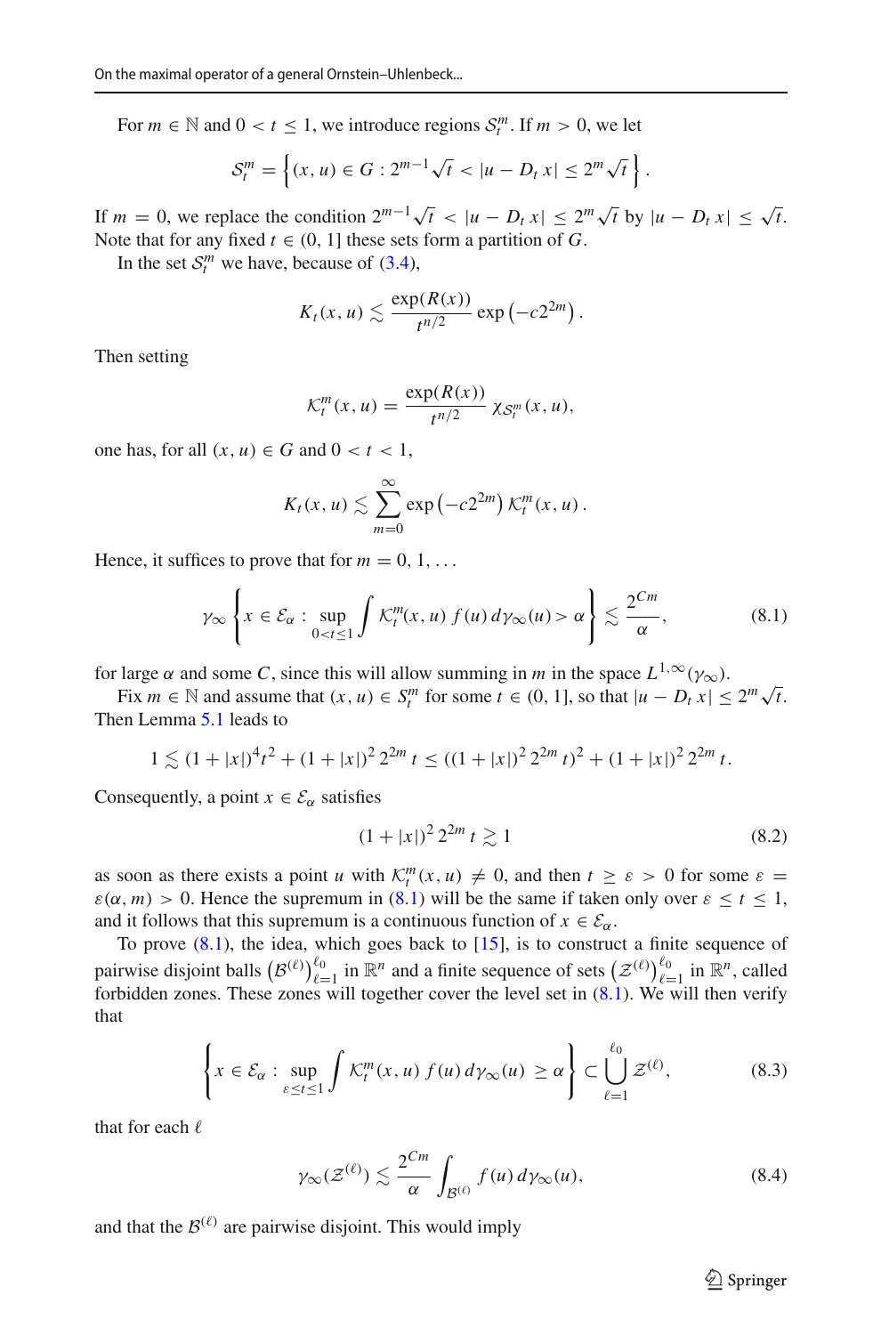For $m \in \mathbb{N}$ and $0 < t \le 1$, we introduce regions $\mathcal{S}_t^m$. If $m > 0$, we let

$$\mathcal{S}_t^m = \left\{(x,u) \in G : 2^{m-1}\sqrt{t} < |u - D_t\, x| \le 2^m \sqrt{t}\right\}.$$

If $m = 0$, we replace the condition $2^{m-1}\sqrt{t} < |u - D_t\, x| \le 2^m\sqrt{t}$ by $|u - D_t\, x| \le \sqrt{t}$. Note that for any fixed $t \in (0,1]$ these sets form a partition of $G$.

In the set $\mathcal{S}_t^m$ we have, because of (3.4),

$$K_t(x,u) \lesssim \frac{\exp(R(x))}{t^{n/2}} \exp\left(-c2^{2m}\right).$$

Then setting

$$\mathcal{K}_t^m(x,u) = \frac{\exp(R(x))}{t^{n/2}}\, \chi_{\mathcal{S}_t^m}(x,u),$$

one has, for all $(x,u) \in G$ and $0 < t < 1$,

$$K_t(x,u) \lesssim \sum_{m=0}^{\infty} \exp\left(-c2^{2m}\right) \mathcal{K}_t^m(x,u).$$

Hence, it suffices to prove that for $m = 0, 1, \ldots$

$$\gamma_\infty \left\{ x \in \mathcal{E}_\alpha : \sup_{0<t\le 1} \int \mathcal{K}_t^m(x,u)\, f(u)\, d\gamma_\infty(u) > \alpha \right\} \lesssim \frac{2^{Cm}}{\alpha}, \tag{8.1}$$

for large $\alpha$ and some $C$, since this will allow summing in $m$ in the space $L^{1,\infty}(\gamma_\infty)$.

Fix $m \in \mathbb{N}$ and assume that $(x,u) \in \mathcal{S}_t^m$ for some $t \in (0,1]$, so that $|u - D_t\, x| \le 2^m\sqrt{t}$. Then Lemma 5.1 leads to

$$1 \lesssim (1+|x|)^4 t^2 + (1+|x|)^2\, 2^{2m}\, t \le ((1+|x|)^2\, 2^{2m}\, t)^2 + (1+|x|)^2\, 2^{2m}\, t.$$

Consequently, a point $x \in \mathcal{E}_\alpha$ satisfies

$$(1+|x|)^2\, 2^{2m}\, t \gtrsim 1 \tag{8.2}$$

as soon as there exists a point $u$ with $\mathcal{K}_t^m(x,u) \neq 0$, and then $t \ge \varepsilon > 0$ for some $\varepsilon = \varepsilon(\alpha, m) > 0$. Hence the supremum in (8.1) will be the same if taken only over $\varepsilon \le t \le 1$, and it follows that this supremum is a continuous function of $x \in \mathcal{E}_\alpha$.

To prove (8.1), the idea, which goes back to [15], is to construct a finite sequence of pairwise disjoint balls $\left(\mathcal{B}^{(\ell)}\right)_{\ell=1}^{\ell_0}$ in $\mathbb{R}^n$ and a finite sequence of sets $\left(\mathcal{Z}^{(\ell)}\right)_{\ell=1}^{\ell_0}$ in $\mathbb{R}^n$, called forbidden zones. These zones will together cover the level set in (8.1). We will then verify that

$$\left\{ x \in \mathcal{E}_\alpha : \sup_{\varepsilon \le t \le 1} \int \mathcal{K}_t^m(x,u)\, f(u)\, d\gamma_\infty(u) \ge \alpha \right\} \subset \bigcup_{\ell=1}^{\ell_0} \mathcal{Z}^{(\ell)}, \tag{8.3}$$

that for each $\ell$

$$\gamma_\infty(\mathcal{Z}^{(\ell)}) \lesssim \frac{2^{Cm}}{\alpha} \int_{\mathcal{B}^{(\ell)}} f(u)\, d\gamma_\infty(u), \tag{8.4}$$

and that the $\mathcal{B}^{(\ell)}$ are pairwise disjoint. This would imply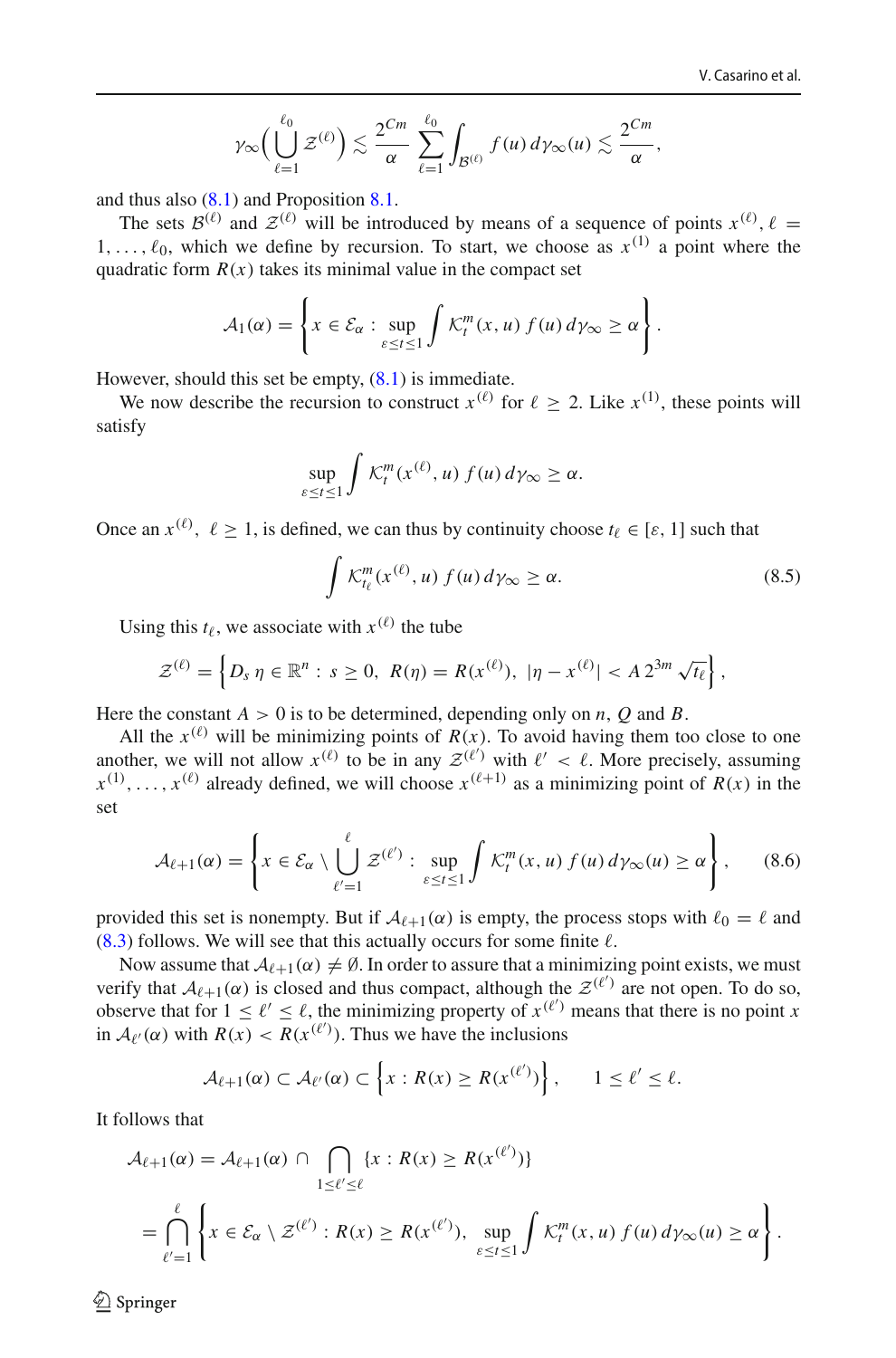$$\gamma_\infty\Big(\bigcup_{\ell=1}^{\ell_0} \mathcal{Z}^{(\ell)}\Big) \lesssim \frac{2^{Cm}}{\alpha} \sum_{\ell=1}^{\ell_0} \int_{\mathcal{B}^{(\ell)}} f(u)\, d\gamma_\infty(u) \lesssim \frac{2^{Cm}}{\alpha},$$

and thus also (8.1) and Proposition 8.1.

The sets $\mathcal{B}^{(\ell)}$ and $\mathcal{Z}^{(\ell)}$ will be introduced by means of a sequence of points $x^{(\ell)}$, $\ell = 1, \ldots, \ell_0$, which we define by recursion. To start, we choose as $x^{(1)}$ a point where the quadratic form $R(x)$ takes its minimal value in the compact set

$$\mathcal{A}_1(\alpha) = \left\{ x \in \mathcal{E}_\alpha : \sup_{\varepsilon \le t \le 1} \int \mathcal{K}_t^m(x,u)\, f(u)\, d\gamma_\infty \ge \alpha \right\}.$$

However, should this set be empty, (8.1) is immediate.

We now describe the recursion to construct $x^{(\ell)}$ for $\ell \ge 2$. Like $x^{(1)}$, these points will satisfy

$$\sup_{\varepsilon \le t \le 1} \int \mathcal{K}_t^m(x^{(\ell)}, u)\, f(u)\, d\gamma_\infty \ge \alpha.$$

Once an $x^{(\ell)}$, $\ell \ge 1$, is defined, we can thus by continuity choose $t_\ell \in [\varepsilon, 1]$ such that

$$\int \mathcal{K}_{t_\ell}^m(x^{(\ell)}, u)\, f(u)\, d\gamma_\infty \ge \alpha. \tag{8.5}$$

Using this $t_\ell$, we associate with $x^{(\ell)}$ the tube

$$\mathcal{Z}^{(\ell)} = \left\{ D_s\, \eta \in \mathbb{R}^n : s \ge 0,\; R(\eta) = R(x^{(\ell)}),\; |\eta - x^{(\ell)}| < A\, 2^{3m} \sqrt{t_\ell} \right\},$$

Here the constant $A > 0$ is to be determined, depending only on $n$, $Q$ and $B$.

All the $x^{(\ell)}$ will be minimizing points of $R(x)$. To avoid having them too close to one another, we will not allow $x^{(\ell)}$ to be in any $\mathcal{Z}^{(\ell')}$ with $\ell' < \ell$. More precisely, assuming $x^{(1)}, \ldots, x^{(\ell)}$ already defined, we will choose $x^{(\ell+1)}$ as a minimizing point of $R(x)$ in the set

$$\mathcal{A}_{\ell+1}(\alpha) = \left\{ x \in \mathcal{E}_\alpha \setminus \bigcup_{\ell'=1}^{\ell} \mathcal{Z}^{(\ell')} : \sup_{\varepsilon \le t \le 1} \int \mathcal{K}_t^m(x,u)\, f(u)\, d\gamma_\infty(u) \ge \alpha \right\}, \tag{8.6}$$

provided this set is nonempty. But if $\mathcal{A}_{\ell+1}(\alpha)$ is empty, the process stops with $\ell_0 = \ell$ and (8.3) follows. We will see that this actually occurs for some finite $\ell$.

Now assume that $\mathcal{A}_{\ell+1}(\alpha) \neq \emptyset$. In order to assure that a minimizing point exists, we must verify that $\mathcal{A}_{\ell+1}(\alpha)$ is closed and thus compact, although the $\mathcal{Z}^{(\ell')}$ are not open. To do so, observe that for $1 \le \ell' \le \ell$, the minimizing property of $x^{(\ell')}$ means that there is no point $x$ in $\mathcal{A}_{\ell'}(\alpha)$ with $R(x) < R(x^{(\ell')})$. Thus we have the inclusions

$$\mathcal{A}_{\ell+1}(\alpha) \subset \mathcal{A}_{\ell'}(\alpha) \subset \left\{ x : R(x) \ge R(x^{(\ell')}) \right\}, \qquad 1 \le \ell' \le \ell.$$

It follows that

$$\begin{aligned}
\mathcal{A}_{\ell+1}(\alpha) &= \mathcal{A}_{\ell+1}(\alpha) \cap \bigcap_{1 \le \ell' \le \ell} \{x : R(x) \ge R(x^{(\ell')})\} \\
&= \bigcap_{\ell'=1}^{\ell} \left\{ x \in \mathcal{E}_\alpha \setminus \mathcal{Z}^{(\ell')} : R(x) \ge R(x^{(\ell')}),\; \sup_{\varepsilon \le t \le 1} \int \mathcal{K}_t^m(x,u)\, f(u)\, d\gamma_\infty(u) \ge \alpha \right\}.
\end{aligned}$$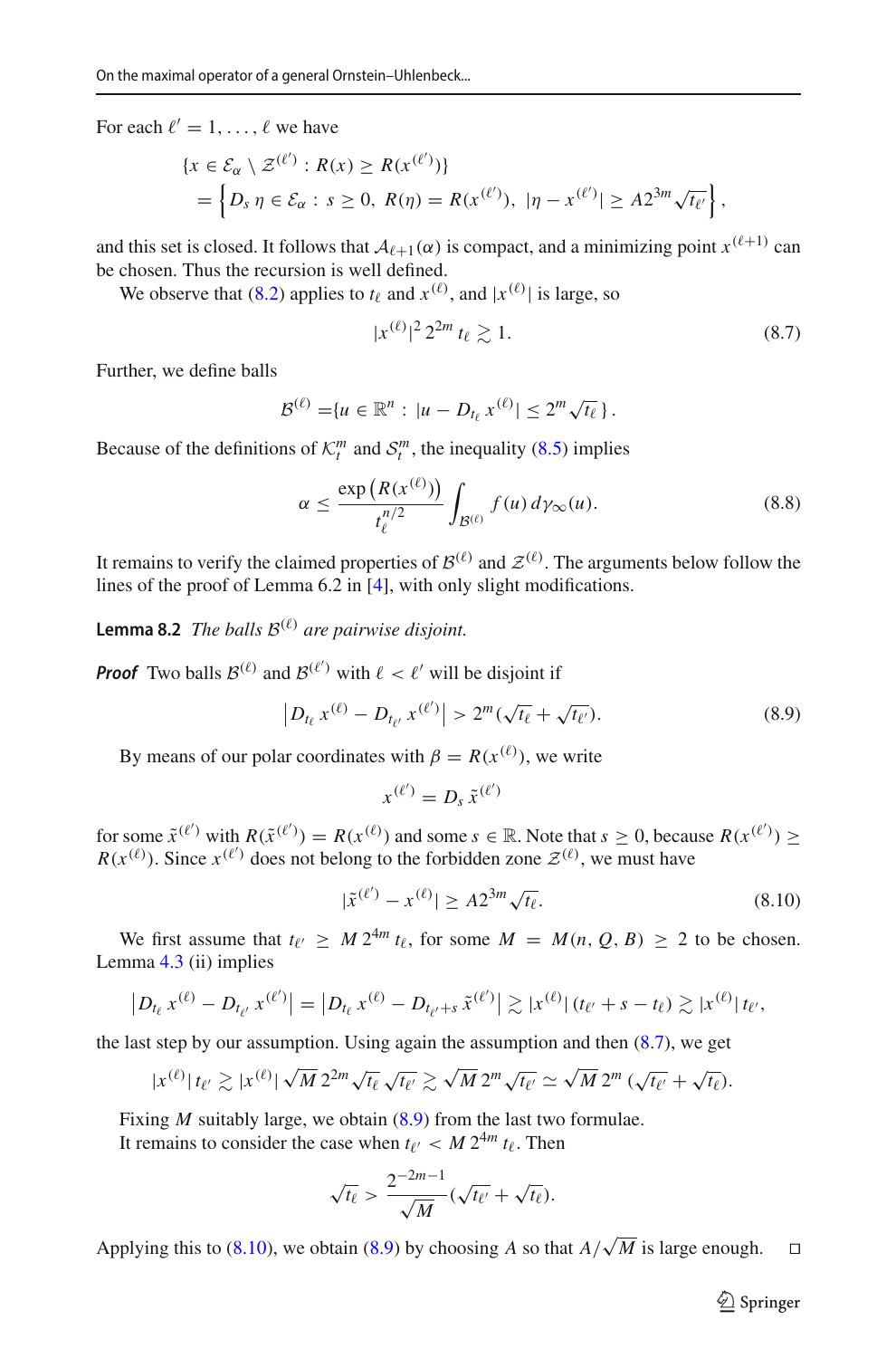For each $\ell' = 1, \dots, \ell$ we have

$$\{x \in \mathcal{E}_\alpha \setminus \mathcal{Z}^{(\ell')} : R(x) \ge R(x^{(\ell')})\}$$
$$= \left\{ D_s\, \eta \in \mathcal{E}_\alpha : s \ge 0,\ R(\eta) = R(x^{(\ell')}),\ |\eta - x^{(\ell')}| \ge A 2^{3m} \sqrt{t_{\ell'}} \right\},$$

and this set is closed. It follows that $\mathcal{A}_{\ell+1}(\alpha)$ is compact, and a minimizing point $x^{(\ell+1)}$ can be chosen. Thus the recursion is well defined.

We observe that (8.2) applies to $t_\ell$ and $x^{(\ell)}$, and $|x^{(\ell)}|$ is large, so

$$|x^{(\ell)}|^2\, 2^{2m}\, t_\ell \gtrsim 1. \tag{8.7}$$

Further, we define balls

$$\mathcal{B}^{(\ell)} = \{u \in \mathbb{R}^n : |u - D_{t_\ell}\, x^{(\ell)}| \le 2^m \sqrt{t_\ell}\,\}.$$

Because of the definitions of $\mathcal{K}_t^m$ and $\mathcal{S}_t^m$, the inequality (8.5) implies

$$\alpha \le \frac{\exp\left(R(x^{(\ell)})\right)}{t_\ell^{n/2}} \int_{\mathcal{B}^{(\ell)}} f(u)\, d\gamma_\infty(u). \tag{8.8}$$

It remains to verify the claimed properties of $\mathcal{B}^{(\ell)}$ and $\mathcal{Z}^{(\ell)}$. The arguments below follow the lines of the proof of Lemma 6.2 in [4], with only slight modifications.

**Lemma 8.2** *The balls $\mathcal{B}^{(\ell)}$ are pairwise disjoint.*

***Proof*** Two balls $\mathcal{B}^{(\ell)}$ and $\mathcal{B}^{(\ell')}$ with $\ell < \ell'$ will be disjoint if

$$\left| D_{t_\ell}\, x^{(\ell)} - D_{t_{\ell'}}\, x^{(\ell')} \right| > 2^m (\sqrt{t_\ell} + \sqrt{t_{\ell'}}). \tag{8.9}$$

By means of our polar coordinates with $\beta = R(x^{(\ell)})$, we write

$$x^{(\ell')} = D_s\, \tilde{x}^{(\ell')}$$

for some $\tilde{x}^{(\ell')}$ with $R(\tilde{x}^{(\ell')}) = R(x^{(\ell)})$ and some $s \in \mathbb{R}$. Note that $s \ge 0$, because $R(x^{(\ell')}) \ge R(x^{(\ell)})$. Since $x^{(\ell')}$ does not belong to the forbidden zone $\mathcal{Z}^{(\ell)}$, we must have

$$|\tilde{x}^{(\ell')} - x^{(\ell)}| \ge A 2^{3m} \sqrt{t_\ell}. \tag{8.10}$$

We first assume that $t_{\ell'} \ge M\, 2^{4m}\, t_\ell$, for some $M = M(n, Q, B) \ge 2$ to be chosen. Lemma 4.3 (ii) implies

$$\left| D_{t_\ell}\, x^{(\ell)} - D_{t_{\ell'}}\, x^{(\ell')} \right| = \left| D_{t_\ell}\, x^{(\ell)} - D_{t_{\ell'}+s}\, \tilde{x}^{(\ell')} \right| \gtrsim |x^{(\ell)}|\, (t_{\ell'} + s - t_\ell) \gtrsim |x^{(\ell)}|\, t_{\ell'},$$

the last step by our assumption. Using again the assumption and then (8.7), we get

$$|x^{(\ell)}|\, t_{\ell'} \gtrsim |x^{(\ell)}|\, \sqrt{M}\, 2^{2m} \sqrt{t_\ell}\, \sqrt{t_{\ell'}} \gtrsim \sqrt{M}\, 2^m \sqrt{t_{\ell'}} \simeq \sqrt{M}\, 2^m\, (\sqrt{t_{\ell'}} + \sqrt{t_\ell}).$$

Fixing $M$ suitably large, we obtain (8.9) from the last two formulae.

It remains to consider the case when $t_{\ell'} < M\, 2^{4m}\, t_\ell$. Then

$$\sqrt{t_\ell} > \frac{2^{-2m-1}}{\sqrt{M}} (\sqrt{t_{\ell'}} + \sqrt{t_\ell}).$$

Applying this to (8.10), we obtain (8.9) by choosing $A$ so that $A/\sqrt{M}$ is large enough. $\square$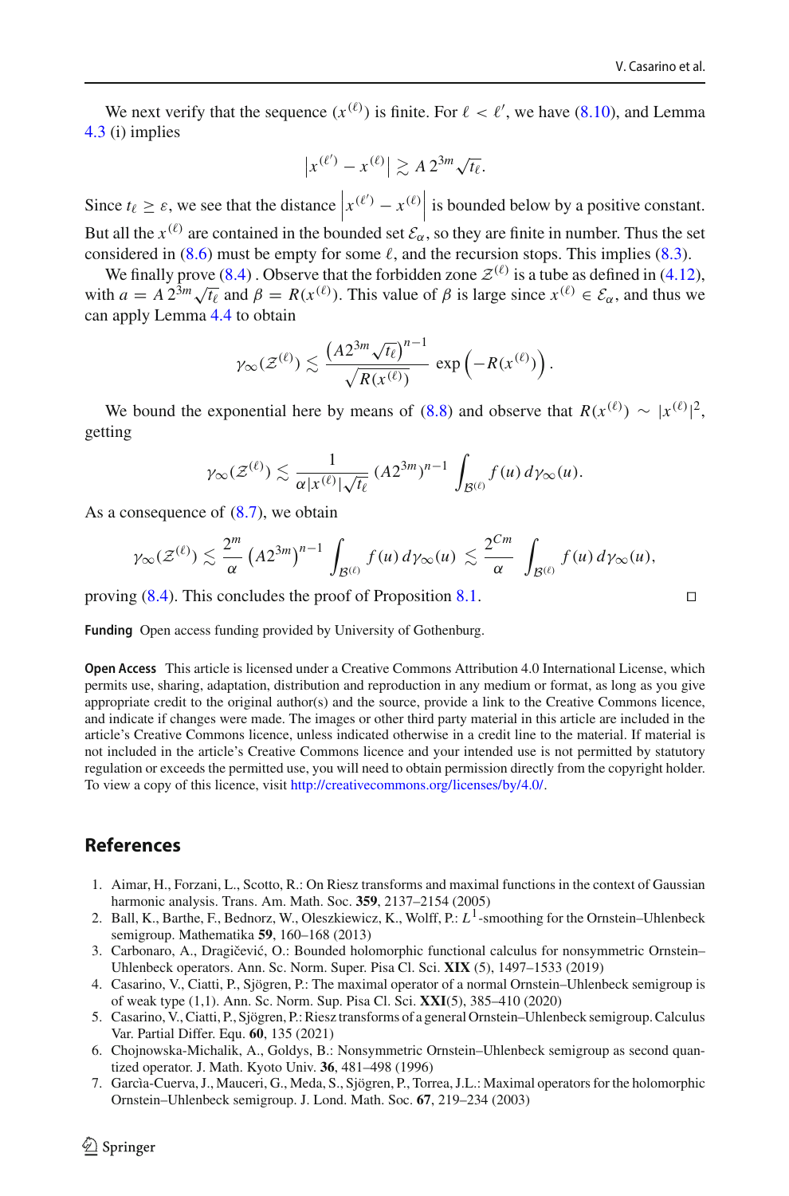We next verify that the sequence $(x^{(\ell)})$ is finite. For $\ell < \ell'$, we have (8.10), and Lemma 4.3 (i) implies

$$\left|x^{(\ell')} - x^{(\ell)}\right| \gtrsim A\, 2^{3m} \sqrt{t_\ell}.$$

Since $t_\ell \geq \varepsilon$, we see that the distance $\left|x^{(\ell')} - x^{(\ell)}\right|$ is bounded below by a positive constant. But all the $x^{(\ell)}$ are contained in the bounded set $\mathcal{E}_\alpha$, so they are finite in number. Thus the set considered in (8.6) must be empty for some $\ell$, and the recursion stops. This implies (8.3).

We finally prove (8.4) . Observe that the forbidden zone $\mathcal{Z}^{(\ell)}$ is a tube as defined in (4.12), with $a = A\, 2^{3m}\sqrt{t_\ell}$ and $\beta = R(x^{(\ell)})$. This value of $\beta$ is large since $x^{(\ell)} \in \mathcal{E}_\alpha$, and thus we can apply Lemma 4.4 to obtain

$$\gamma_\infty(\mathcal{Z}^{(\ell)}) \lesssim \frac{\left(A 2^{3m}\sqrt{t_\ell}\right)^{n-1}}{\sqrt{R(x^{(\ell)})}} \exp\left(-R(x^{(\ell)})\right).$$

We bound the exponential here by means of (8.8) and observe that $R(x^{(\ell)}) \sim |x^{(\ell)}|^2$, getting

$$\gamma_\infty(\mathcal{Z}^{(\ell)}) \lesssim \frac{1}{\alpha |x^{(\ell)}| \sqrt{t_\ell}} \, (A 2^{3m})^{n-1} \int_{\mathcal{B}^{(\ell)}} f(u)\, d\gamma_\infty(u).$$

As a consequence of (8.7), we obtain

$$\gamma_\infty(\mathcal{Z}^{(\ell)}) \lesssim \frac{2^m}{\alpha} \left(A 2^{3m}\right)^{n-1} \int_{\mathcal{B}^{(\ell)}} f(u)\, d\gamma_\infty(u) \lesssim \frac{2^{Cm}}{\alpha} \int_{\mathcal{B}^{(\ell)}} f(u)\, d\gamma_\infty(u),$$

proving (8.4). This concludes the proof of Proposition 8.1. □

**Funding** Open access funding provided by University of Gothenburg.

**Open Access** This article is licensed under a Creative Commons Attribution 4.0 International License, which permits use, sharing, adaptation, distribution and reproduction in any medium or format, as long as you give appropriate credit to the original author(s) and the source, provide a link to the Creative Commons licence, and indicate if changes were made. The images or other third party material in this article are included in the article's Creative Commons licence, unless indicated otherwise in a credit line to the material. If material is not included in the article's Creative Commons licence and your intended use is not permitted by statutory regulation or exceeds the permitted use, you will need to obtain permission directly from the copyright holder. To view a copy of this licence, visit http://creativecommons.org/licenses/by/4.0/.

## References

1. Aimar, H., Forzani, L., Scotto, R.: On Riesz transforms and maximal functions in the context of Gaussian harmonic analysis. Trans. Am. Math. Soc. **359**, 2137–2154 (2005)
2. Ball, K., Barthe, F., Bednorz, W., Oleszkiewicz, K., Wolff, P.: $L^1$-smoothing for the Ornstein–Uhlenbeck semigroup. Mathematika **59**, 160–168 (2013)
3. Carbonaro, A., Dragičević, O.: Bounded holomorphic functional calculus for nonsymmetric Ornstein–Uhlenbeck operators. Ann. Sc. Norm. Super. Pisa Cl. Sci. **XIX** (5), 1497–1533 (2019)
4. Casarino, V., Ciatti, P., Sjögren, P.: The maximal operator of a normal Ornstein–Uhlenbeck semigroup is of weak type (1,1). Ann. Sc. Norm. Sup. Pisa Cl. Sci. **XXI**(5), 385–410 (2020)
5. Casarino, V., Ciatti, P., Sjögren, P.: Riesz transforms of a general Ornstein–Uhlenbeck semigroup. Calculus Var. Partial Differ. Equ. **60**, 135 (2021)
6. Chojnowska-Michalik, A., Goldys, B.: Nonsymmetric Ornstein–Uhlenbeck semigroup as second quantized operator. J. Math. Kyoto Univ. **36**, 481–498 (1996)
7. Garcìa-Cuerva, J., Mauceri, G., Meda, S., Sjögren, P., Torrea, J.L.: Maximal operators for the holomorphic Ornstein–Uhlenbeck semigroup. J. Lond. Math. Soc. **67**, 219–234 (2003)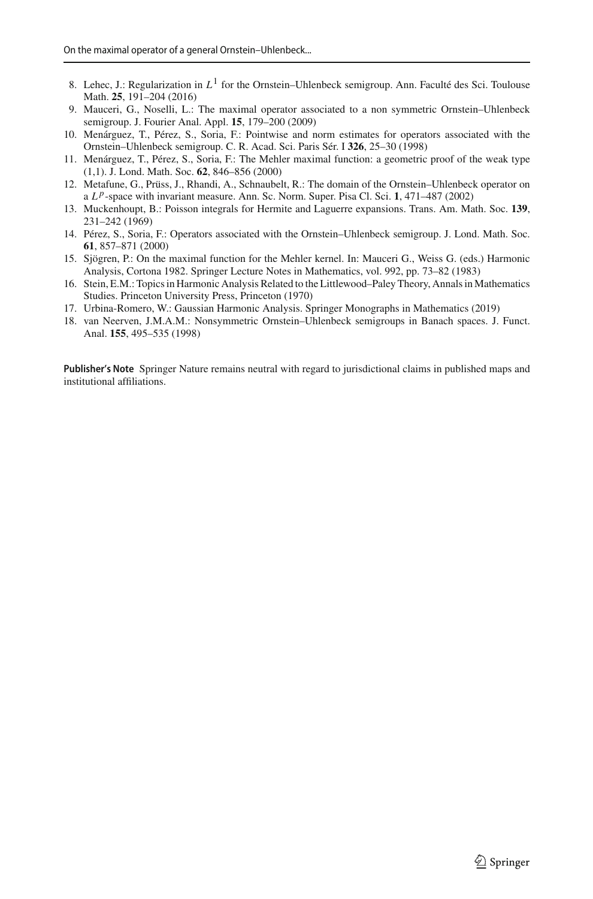8. Lehec, J.: Regularization in $L^1$ for the Ornstein–Uhlenbeck semigroup. Ann. Faculté des Sci. Toulouse Math. **25**, 191–204 (2016)
9. Mauceri, G., Noselli, L.: The maximal operator associated to a non symmetric Ornstein–Uhlenbeck semigroup. J. Fourier Anal. Appl. **15**, 179–200 (2009)
10. Menárguez, T., Pérez, S., Soria, F.: Pointwise and norm estimates for operators associated with the Ornstein–Uhlenbeck semigroup. C. R. Acad. Sci. Paris Sér. I **326**, 25–30 (1998)
11. Menárguez, T., Pérez, S., Soria, F.: The Mehler maximal function: a geometric proof of the weak type (1,1). J. Lond. Math. Soc. **62**, 846–856 (2000)
12. Metafune, G., Prüss, J., Rhandi, A., Schnaubelt, R.: The domain of the Ornstein–Uhlenbeck operator on a $L^p$-space with invariant measure. Ann. Sc. Norm. Super. Pisa Cl. Sci. **1**, 471–487 (2002)
13. Muckenhoupt, B.: Poisson integrals for Hermite and Laguerre expansions. Trans. Am. Math. Soc. **139**, 231–242 (1969)
14. Pérez, S., Soria, F.: Operators associated with the Ornstein–Uhlenbeck semigroup. J. Lond. Math. Soc. **61**, 857–871 (2000)
15. Sjögren, P.: On the maximal function for the Mehler kernel. In: Mauceri G., Weiss G. (eds.) Harmonic Analysis, Cortona 1982. Springer Lecture Notes in Mathematics, vol. 992, pp. 73–82 (1983)
16. Stein, E.M.: Topics in Harmonic Analysis Related to the Littlewood–Paley Theory, Annals in Mathematics Studies. Princeton University Press, Princeton (1970)
17. Urbina-Romero, W.: Gaussian Harmonic Analysis. Springer Monographs in Mathematics (2019)
18. van Neerven, J.M.A.M.: Nonsymmetric Ornstein–Uhlenbeck semigroups in Banach spaces. J. Funct. Anal. **155**, 495–535 (1998)

**Publisher's Note** Springer Nature remains neutral with regard to jurisdictional claims in published maps and institutional affiliations.